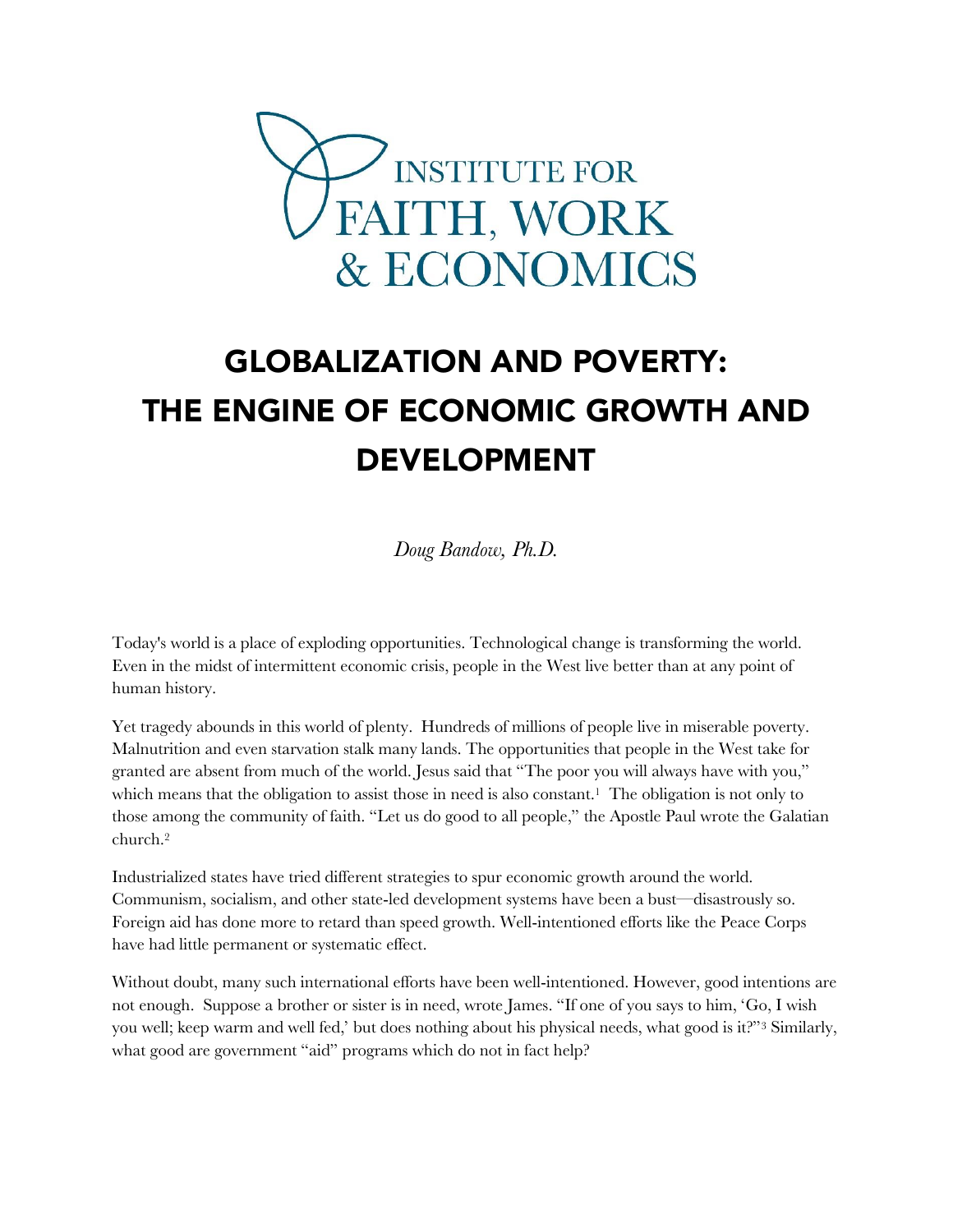INSTITUTE FOR
FAITH, WORK
& ECONOMICS

# GLOBALIZATION AND POVERTY: THE ENGINE OF ECONOMIC GROWTH AND DEVELOPMENT

*Doug Bandow, Ph.D.*

Today's world is a place of exploding opportunities. Technological change is transforming the world. Even in the midst of intermittent economic crisis, people in the West live better than at any point of human history.

Yet tragedy abounds in this world of plenty. Hundreds of millions of people live in miserable poverty. Malnutrition and even starvation stalk many lands. The opportunities that people in the West take for granted are absent from much of the world. Jesus said that "The poor you will always have with you," which means that the obligation to assist those in need is also constant.[1] The obligation is not only to those among the community of faith. "Let us do good to all people," the Apostle Paul wrote the Galatian church.[2]

Industrialized states have tried different strategies to spur economic growth around the world. Communism, socialism, and other state-led development systems have been a bust—disastrously so. Foreign aid has done more to retard than speed growth. Well-intentioned efforts like the Peace Corps have had little permanent or systematic effect.

Without doubt, many such international efforts have been well-intentioned. However, good intentions are not enough. Suppose a brother or sister is in need, wrote James. "If one of you says to him, 'Go, I wish you well; keep warm and well fed,' but does nothing about his physical needs, what good is it?"[3] Similarly, what good are government "aid" programs which do not in fact help?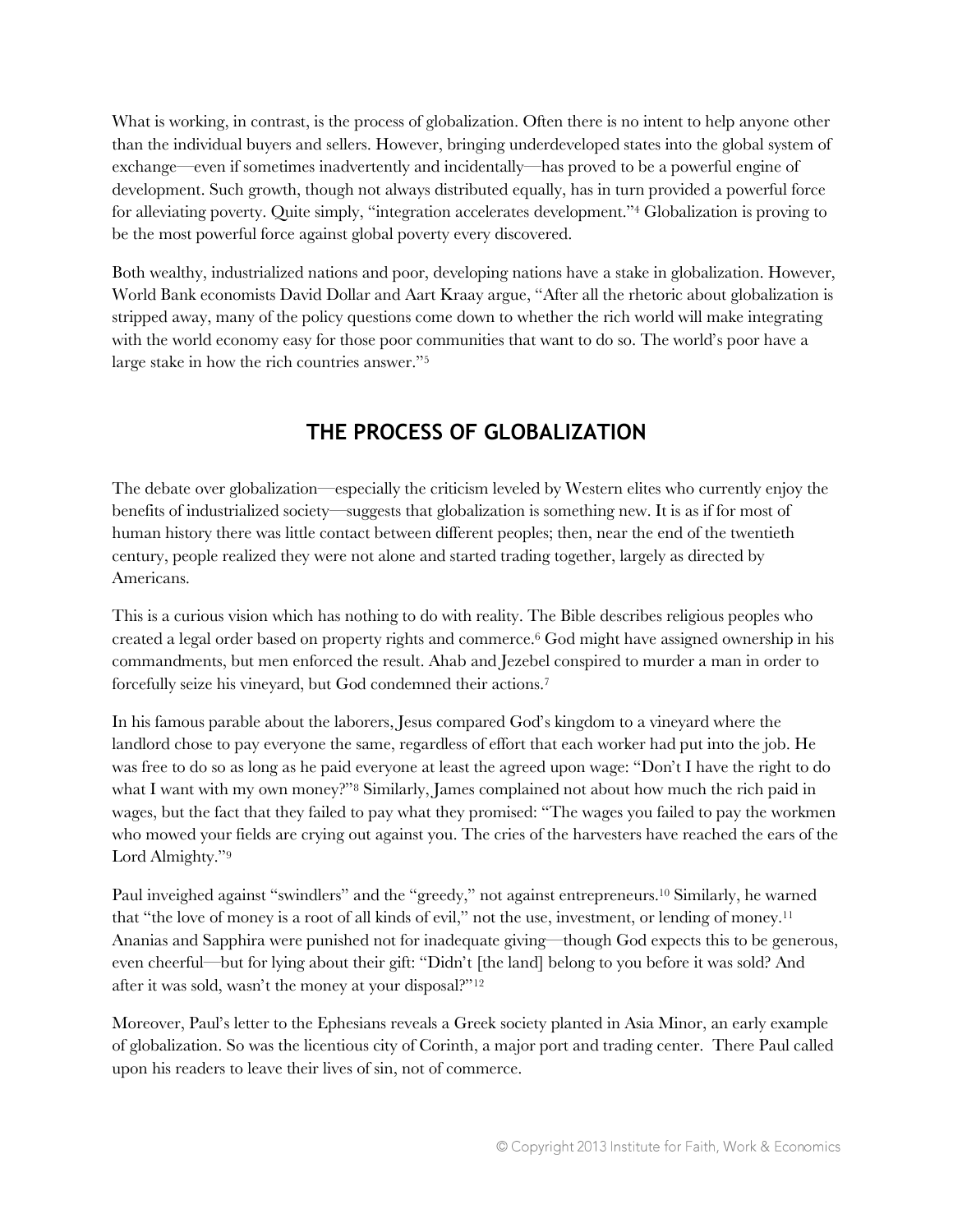What is working, in contrast, is the process of globalization. Often there is no intent to help anyone other than the individual buyers and sellers. However, bringing underdeveloped states into the global system of exchange—even if sometimes inadvertently and incidentally—has proved to be a powerful engine of development. Such growth, though not always distributed equally, has in turn provided a powerful force for alleviating poverty. Quite simply, "integration accelerates development."[4] Globalization is proving to be the most powerful force against global poverty every discovered.

Both wealthy, industrialized nations and poor, developing nations have a stake in globalization. However, World Bank economists David Dollar and Aart Kraay argue, "After all the rhetoric about globalization is stripped away, many of the policy questions come down to whether the rich world will make integrating with the world economy easy for those poor communities that want to do so. The world's poor have a large stake in how the rich countries answer."[5]

## THE PROCESS OF GLOBALIZATION

The debate over globalization—especially the criticism leveled by Western elites who currently enjoy the benefits of industrialized society—suggests that globalization is something new. It is as if for most of human history there was little contact between different peoples; then, near the end of the twentieth century, people realized they were not alone and started trading together, largely as directed by Americans.

This is a curious vision which has nothing to do with reality. The Bible describes religious peoples who created a legal order based on property rights and commerce.[6] God might have assigned ownership in his commandments, but men enforced the result. Ahab and Jezebel conspired to murder a man in order to forcefully seize his vineyard, but God condemned their actions.[7]

In his famous parable about the laborers, Jesus compared God's kingdom to a vineyard where the landlord chose to pay everyone the same, regardless of effort that each worker had put into the job. He was free to do so as long as he paid everyone at least the agreed upon wage: "Don't I have the right to do what I want with my own money?"[8] Similarly, James complained not about how much the rich paid in wages, but the fact that they failed to pay what they promised: "The wages you failed to pay the workmen who mowed your fields are crying out against you. The cries of the harvesters have reached the ears of the Lord Almighty."[9]

Paul inveighed against "swindlers" and the "greedy," not against entrepreneurs.[10] Similarly, he warned that "the love of money is a root of all kinds of evil," not the use, investment, or lending of money.[11] Ananias and Sapphira were punished not for inadequate giving—though God expects this to be generous, even cheerful—but for lying about their gift: "Didn't [the land] belong to you before it was sold? And after it was sold, wasn't the money at your disposal?"[12]

Moreover, Paul's letter to the Ephesians reveals a Greek society planted in Asia Minor, an early example of globalization. So was the licentious city of Corinth, a major port and trading center. There Paul called upon his readers to leave their lives of sin, not of commerce.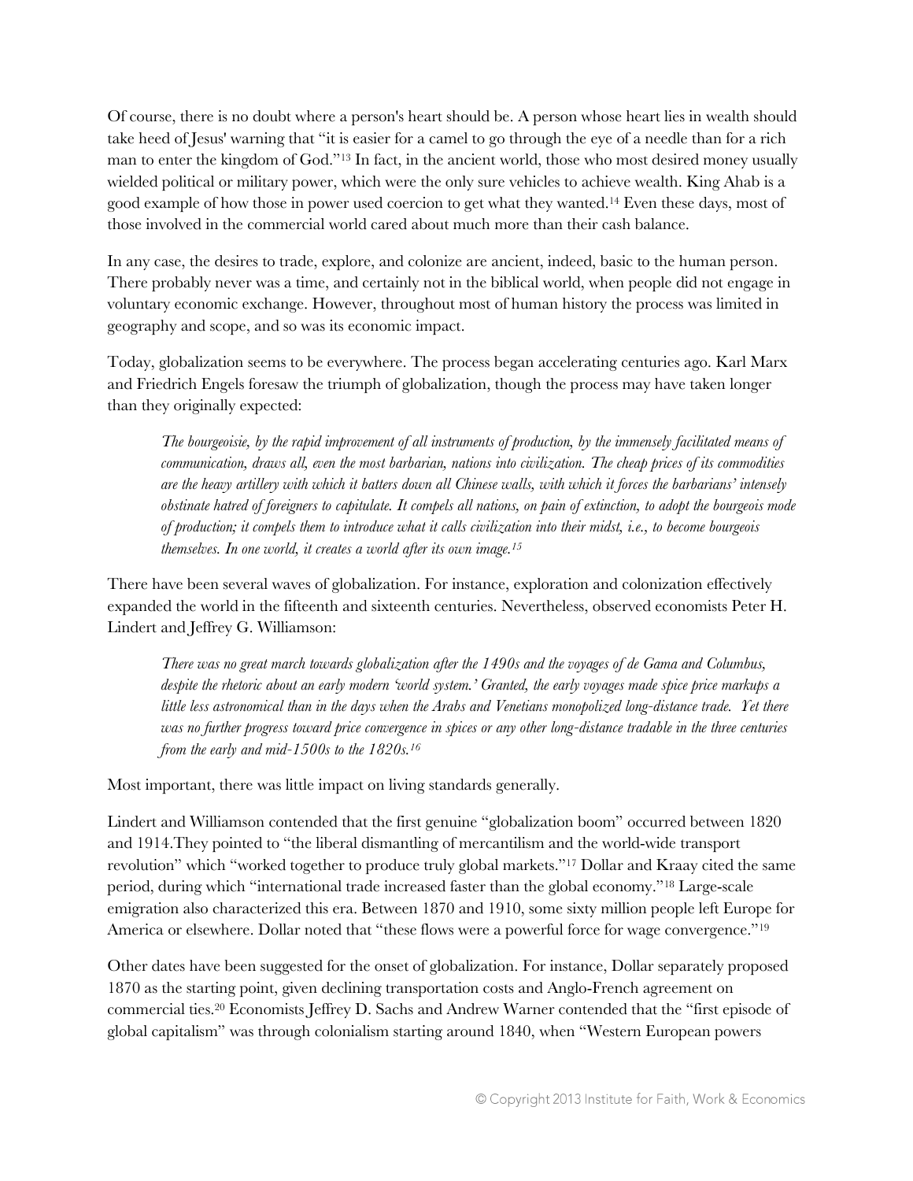Of course, there is no doubt where a person's heart should be. A person whose heart lies in wealth should take heed of Jesus' warning that "it is easier for a camel to go through the eye of a needle than for a rich man to enter the kingdom of God."[13] In fact, in the ancient world, those who most desired money usually wielded political or military power, which were the only sure vehicles to achieve wealth. King Ahab is a good example of how those in power used coercion to get what they wanted.[14] Even these days, most of those involved in the commercial world cared about much more than their cash balance.

In any case, the desires to trade, explore, and colonize are ancient, indeed, basic to the human person. There probably never was a time, and certainly not in the biblical world, when people did not engage in voluntary economic exchange. However, throughout most of human history the process was limited in geography and scope, and so was its economic impact.

Today, globalization seems to be everywhere. The process began accelerating centuries ago. Karl Marx and Friedrich Engels foresaw the triumph of globalization, though the process may have taken longer than they originally expected:

> *The bourgeoisie, by the rapid improvement of all instruments of production, by the immensely facilitated means of communication, draws all, even the most barbarian, nations into civilization. The cheap prices of its commodities are the heavy artillery with which it batters down all Chinese walls, with which it forces the barbarians' intensely obstinate hatred of foreigners to capitulate. It compels all nations, on pain of extinction, to adopt the bourgeois mode of production; it compels them to introduce what it calls civilization into their midst, i.e., to become bourgeois themselves. In one world, it creates a world after its own image.*[15]

There have been several waves of globalization. For instance, exploration and colonization effectively expanded the world in the fifteenth and sixteenth centuries. Nevertheless, observed economists Peter H. Lindert and Jeffrey G. Williamson:

> *There was no great march towards globalization after the 1490s and the voyages of de Gama and Columbus, despite the rhetoric about an early modern 'world system.' Granted, the early voyages made spice price markups a little less astronomical than in the days when the Arabs and Venetians monopolized long-distance trade. Yet there was no further progress toward price convergence in spices or any other long-distance tradable in the three centuries from the early and mid-1500s to the 1820s.*[16]

Most important, there was little impact on living standards generally.

Lindert and Williamson contended that the first genuine "globalization boom" occurred between 1820 and 1914.They pointed to "the liberal dismantling of mercantilism and the world-wide transport revolution" which "worked together to produce truly global markets."[17] Dollar and Kraay cited the same period, during which "international trade increased faster than the global economy."[18] Large-scale emigration also characterized this era. Between 1870 and 1910, some sixty million people left Europe for America or elsewhere. Dollar noted that "these flows were a powerful force for wage convergence."[19]

Other dates have been suggested for the onset of globalization. For instance, Dollar separately proposed 1870 as the starting point, given declining transportation costs and Anglo-French agreement on commercial ties.[20] Economists Jeffrey D. Sachs and Andrew Warner contended that the "first episode of global capitalism" was through colonialism starting around 1840, when "Western European powers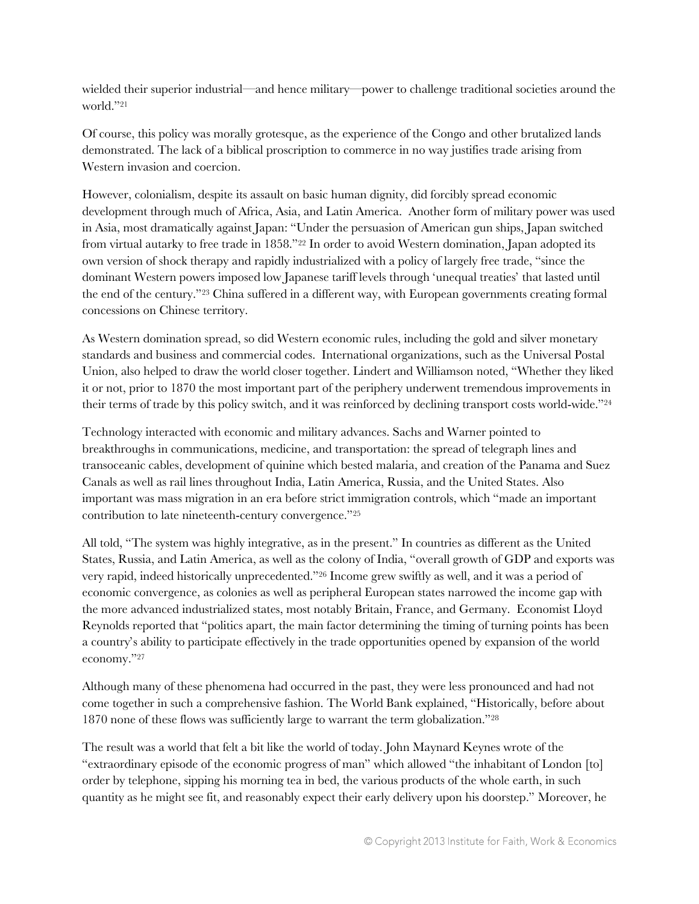wielded their superior industrial—and hence military—power to challenge traditional societies around the world."[21]

Of course, this policy was morally grotesque, as the experience of the Congo and other brutalized lands demonstrated. The lack of a biblical proscription to commerce in no way justifies trade arising from Western invasion and coercion.

However, colonialism, despite its assault on basic human dignity, did forcibly spread economic development through much of Africa, Asia, and Latin America. Another form of military power was used in Asia, most dramatically against Japan: "Under the persuasion of American gun ships, Japan switched from virtual autarky to free trade in 1858."[22] In order to avoid Western domination, Japan adopted its own version of shock therapy and rapidly industrialized with a policy of largely free trade, "since the dominant Western powers imposed low Japanese tariff levels through 'unequal treaties' that lasted until the end of the century."[23] China suffered in a different way, with European governments creating formal concessions on Chinese territory.

As Western domination spread, so did Western economic rules, including the gold and silver monetary standards and business and commercial codes. International organizations, such as the Universal Postal Union, also helped to draw the world closer together. Lindert and Williamson noted, "Whether they liked it or not, prior to 1870 the most important part of the periphery underwent tremendous improvements in their terms of trade by this policy switch, and it was reinforced by declining transport costs world-wide."[24]

Technology interacted with economic and military advances. Sachs and Warner pointed to breakthroughs in communications, medicine, and transportation: the spread of telegraph lines and transoceanic cables, development of quinine which bested malaria, and creation of the Panama and Suez Canals as well as rail lines throughout India, Latin America, Russia, and the United States. Also important was mass migration in an era before strict immigration controls, which "made an important contribution to late nineteenth-century convergence."[25]

All told, "The system was highly integrative, as in the present." In countries as different as the United States, Russia, and Latin America, as well as the colony of India, "overall growth of GDP and exports was very rapid, indeed historically unprecedented."[26] Income grew swiftly as well, and it was a period of economic convergence, as colonies as well as peripheral European states narrowed the income gap with the more advanced industrialized states, most notably Britain, France, and Germany. Economist Lloyd Reynolds reported that "politics apart, the main factor determining the timing of turning points has been a country's ability to participate effectively in the trade opportunities opened by expansion of the world economy."[27]

Although many of these phenomena had occurred in the past, they were less pronounced and had not come together in such a comprehensive fashion. The World Bank explained, "Historically, before about 1870 none of these flows was sufficiently large to warrant the term globalization."[28]

The result was a world that felt a bit like the world of today. John Maynard Keynes wrote of the "extraordinary episode of the economic progress of man" which allowed "the inhabitant of London [to] order by telephone, sipping his morning tea in bed, the various products of the whole earth, in such quantity as he might see fit, and reasonably expect their early delivery upon his doorstep." Moreover, he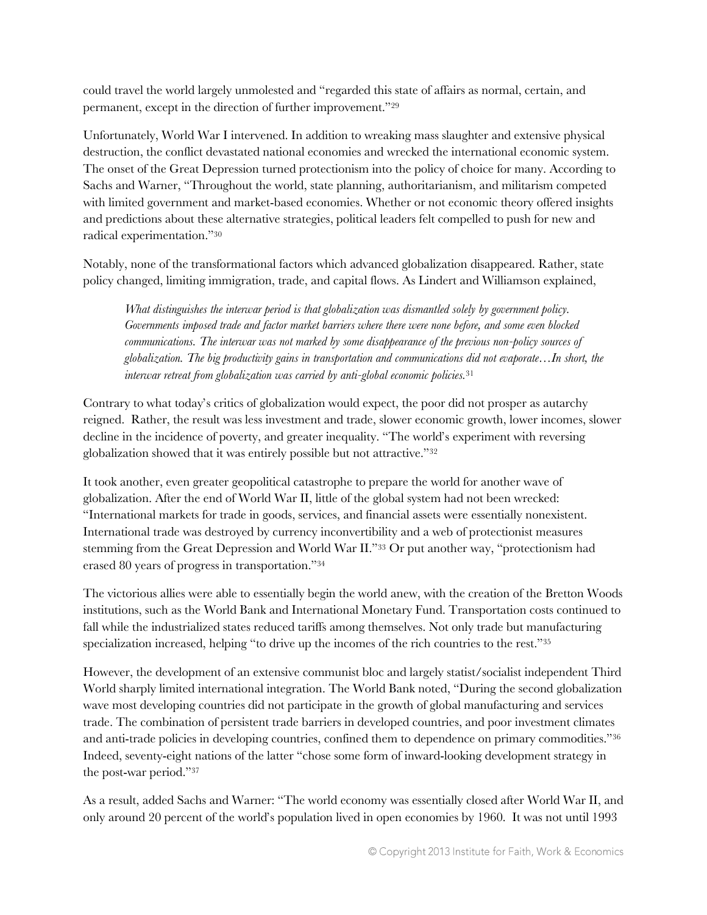could travel the world largely unmolested and "regarded this state of affairs as normal, certain, and permanent, except in the direction of further improvement."[29]

Unfortunately, World War I intervened. In addition to wreaking mass slaughter and extensive physical destruction, the conflict devastated national economies and wrecked the international economic system. The onset of the Great Depression turned protectionism into the policy of choice for many. According to Sachs and Warner, "Throughout the world, state planning, authoritarianism, and militarism competed with limited government and market-based economies. Whether or not economic theory offered insights and predictions about these alternative strategies, political leaders felt compelled to push for new and radical experimentation."[30]

Notably, none of the transformational factors which advanced globalization disappeared. Rather, state policy changed, limiting immigration, trade, and capital flows. As Lindert and Williamson explained,

> *What distinguishes the interwar period is that globalization was dismantled solely by government policy. Governments imposed trade and factor market barriers where there were none before, and some even blocked communications. The interwar was not marked by some disappearance of the previous non-policy sources of globalization. The big productivity gains in transportation and communications did not evaporate…In short, the interwar retreat from globalization was carried by anti-global economic policies.*[31]

Contrary to what today's critics of globalization would expect, the poor did not prosper as autarchy reigned. Rather, the result was less investment and trade, slower economic growth, lower incomes, slower decline in the incidence of poverty, and greater inequality. "The world's experiment with reversing globalization showed that it was entirely possible but not attractive."[32]

It took another, even greater geopolitical catastrophe to prepare the world for another wave of globalization. After the end of World War II, little of the global system had not been wrecked: "International markets for trade in goods, services, and financial assets were essentially nonexistent. International trade was destroyed by currency inconvertibility and a web of protectionist measures stemming from the Great Depression and World War II."[33] Or put another way, "protectionism had erased 80 years of progress in transportation."[34]

The victorious allies were able to essentially begin the world anew, with the creation of the Bretton Woods institutions, such as the World Bank and International Monetary Fund. Transportation costs continued to fall while the industrialized states reduced tariffs among themselves. Not only trade but manufacturing specialization increased, helping "to drive up the incomes of the rich countries to the rest."[35]

However, the development of an extensive communist bloc and largely statist/socialist independent Third World sharply limited international integration. The World Bank noted, "During the second globalization wave most developing countries did not participate in the growth of global manufacturing and services trade. The combination of persistent trade barriers in developed countries, and poor investment climates and anti-trade policies in developing countries, confined them to dependence on primary commodities."[36] Indeed, seventy-eight nations of the latter "chose some form of inward-looking development strategy in the post-war period."[37]

As a result, added Sachs and Warner: "The world economy was essentially closed after World War II, and only around 20 percent of the world's population lived in open economies by 1960. It was not until 1993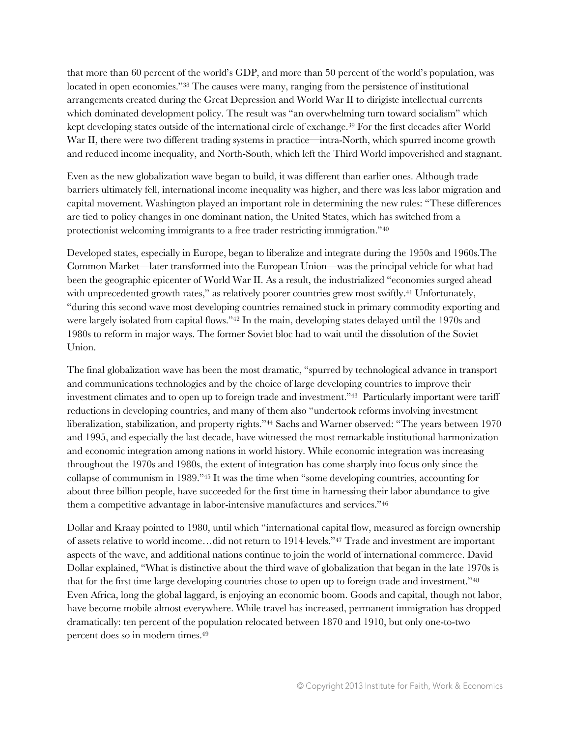that more than 60 percent of the world's GDP, and more than 50 percent of the world's population, was located in open economies."[38] The causes were many, ranging from the persistence of institutional arrangements created during the Great Depression and World War II to dirigiste intellectual currents which dominated development policy. The result was "an overwhelming turn toward socialism" which kept developing states outside of the international circle of exchange.[39] For the first decades after World War II, there were two different trading systems in practice—intra-North, which spurred income growth and reduced income inequality, and North-South, which left the Third World impoverished and stagnant.

Even as the new globalization wave began to build, it was different than earlier ones. Although trade barriers ultimately fell, international income inequality was higher, and there was less labor migration and capital movement. Washington played an important role in determining the new rules: "These differences are tied to policy changes in one dominant nation, the United States, which has switched from a protectionist welcoming immigrants to a free trader restricting immigration."[40]

Developed states, especially in Europe, began to liberalize and integrate during the 1950s and 1960s.The Common Market—later transformed into the European Union—was the principal vehicle for what had been the geographic epicenter of World War II. As a result, the industrialized "economies surged ahead with unprecedented growth rates," as relatively poorer countries grew most swiftly.[41] Unfortunately, "during this second wave most developing countries remained stuck in primary commodity exporting and were largely isolated from capital flows."[42] In the main, developing states delayed until the 1970s and 1980s to reform in major ways. The former Soviet bloc had to wait until the dissolution of the Soviet Union.

The final globalization wave has been the most dramatic, "spurred by technological advance in transport and communications technologies and by the choice of large developing countries to improve their investment climates and to open up to foreign trade and investment."[43] Particularly important were tariff reductions in developing countries, and many of them also "undertook reforms involving investment liberalization, stabilization, and property rights."[44] Sachs and Warner observed: "The years between 1970 and 1995, and especially the last decade, have witnessed the most remarkable institutional harmonization and economic integration among nations in world history. While economic integration was increasing throughout the 1970s and 1980s, the extent of integration has come sharply into focus only since the collapse of communism in 1989."[45] It was the time when "some developing countries, accounting for about three billion people, have succeeded for the first time in harnessing their labor abundance to give them a competitive advantage in labor-intensive manufactures and services."[46]

Dollar and Kraay pointed to 1980, until which "international capital flow, measured as foreign ownership of assets relative to world income…did not return to 1914 levels."[47] Trade and investment are important aspects of the wave, and additional nations continue to join the world of international commerce. David Dollar explained, "What is distinctive about the third wave of globalization that began in the late 1970s is that for the first time large developing countries chose to open up to foreign trade and investment."[48] Even Africa, long the global laggard, is enjoying an economic boom. Goods and capital, though not labor, have become mobile almost everywhere. While travel has increased, permanent immigration has dropped dramatically: ten percent of the population relocated between 1870 and 1910, but only one-to-two percent does so in modern times.[49]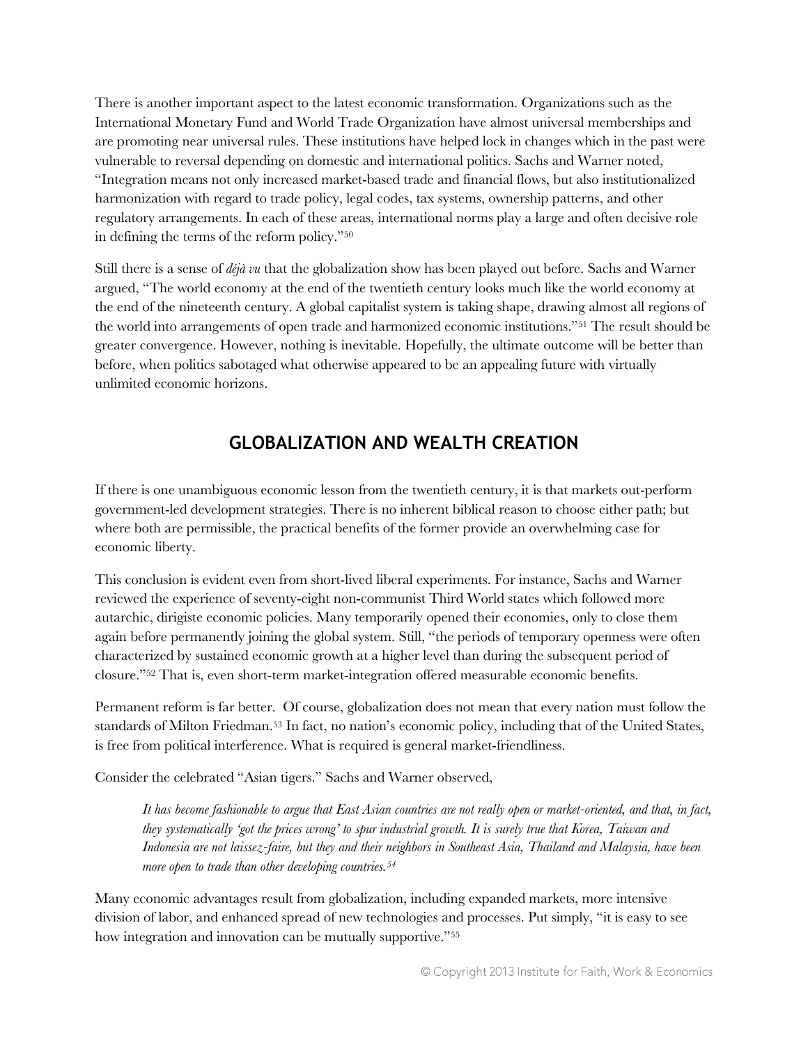There is another important aspect to the latest economic transformation. Organizations such as the International Monetary Fund and World Trade Organization have almost universal memberships and are promoting near universal rules. These institutions have helped lock in changes which in the past were vulnerable to reversal depending on domestic and international politics. Sachs and Warner noted, "Integration means not only increased market-based trade and financial flows, but also institutionalized harmonization with regard to trade policy, legal codes, tax systems, ownership patterns, and other regulatory arrangements. In each of these areas, international norms play a large and often decisive role in defining the terms of the reform policy."[50]

Still there is a sense of *déjà vu* that the globalization show has been played out before. Sachs and Warner argued, "The world economy at the end of the twentieth century looks much like the world economy at the end of the nineteenth century. A global capitalist system is taking shape, drawing almost all regions of the world into arrangements of open trade and harmonized economic institutions."[51] The result should be greater convergence. However, nothing is inevitable. Hopefully, the ultimate outcome will be better than before, when politics sabotaged what otherwise appeared to be an appealing future with virtually unlimited economic horizons.

## GLOBALIZATION AND WEALTH CREATION

If there is one unambiguous economic lesson from the twentieth century, it is that markets out-perform government-led development strategies. There is no inherent biblical reason to choose either path; but where both are permissible, the practical benefits of the former provide an overwhelming case for economic liberty.

This conclusion is evident even from short-lived liberal experiments. For instance, Sachs and Warner reviewed the experience of seventy-eight non-communist Third World states which followed more autarchic, dirigiste economic policies. Many temporarily opened their economies, only to close them again before permanently joining the global system. Still, "the periods of temporary openness were often characterized by sustained economic growth at a higher level than during the subsequent period of closure."[52] That is, even short-term market-integration offered measurable economic benefits.

Permanent reform is far better. Of course, globalization does not mean that every nation must follow the standards of Milton Friedman.[53] In fact, no nation's economic policy, including that of the United States, is free from political interference. What is required is general market-friendliness.

Consider the celebrated "Asian tigers." Sachs and Warner observed,

> *It has become fashionable to argue that East Asian countries are not really open or market-oriented, and that, in fact, they systematically 'got the prices wrong' to spur industrial growth. It is surely true that Korea, Taiwan and Indonesia are not laissez-faire, but they and their neighbors in Southeast Asia, Thailand and Malaysia, have been more open to trade than other developing countries.*[54]

Many economic advantages result from globalization, including expanded markets, more intensive division of labor, and enhanced spread of new technologies and processes. Put simply, "it is easy to see how integration and innovation can be mutually supportive."[55]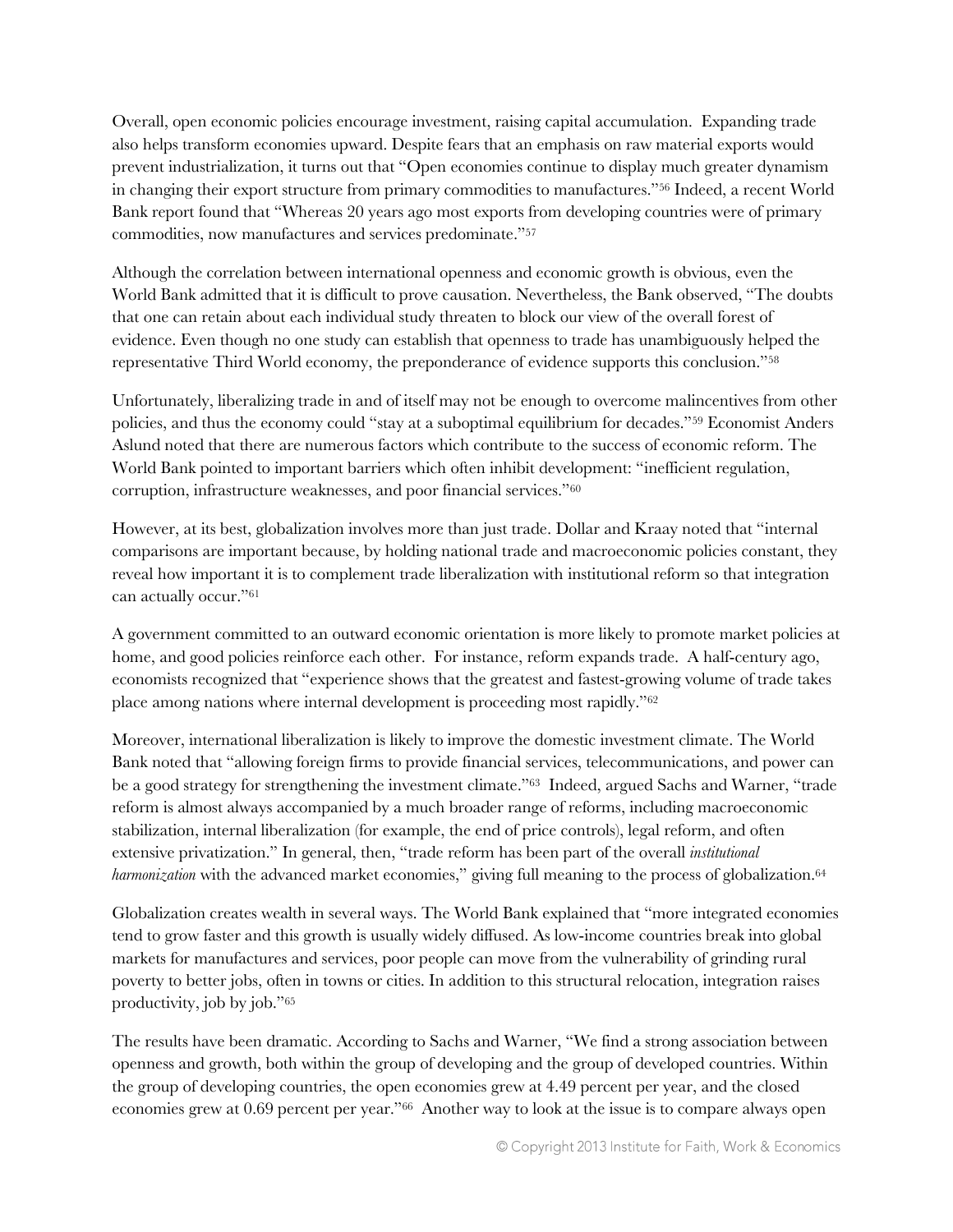Overall, open economic policies encourage investment, raising capital accumulation. Expanding trade also helps transform economies upward. Despite fears that an emphasis on raw material exports would prevent industrialization, it turns out that "Open economies continue to display much greater dynamism in changing their export structure from primary commodities to manufactures."[56] Indeed, a recent World Bank report found that "Whereas 20 years ago most exports from developing countries were of primary commodities, now manufactures and services predominate."[57]

Although the correlation between international openness and economic growth is obvious, even the World Bank admitted that it is difficult to prove causation. Nevertheless, the Bank observed, "The doubts that one can retain about each individual study threaten to block our view of the overall forest of evidence. Even though no one study can establish that openness to trade has unambiguously helped the representative Third World economy, the preponderance of evidence supports this conclusion."[58]

Unfortunately, liberalizing trade in and of itself may not be enough to overcome malincentives from other policies, and thus the economy could "stay at a suboptimal equilibrium for decades."[59] Economist Anders Aslund noted that there are numerous factors which contribute to the success of economic reform. The World Bank pointed to important barriers which often inhibit development: "inefficient regulation, corruption, infrastructure weaknesses, and poor financial services."[60]

However, at its best, globalization involves more than just trade. Dollar and Kraay noted that "internal comparisons are important because, by holding national trade and macroeconomic policies constant, they reveal how important it is to complement trade liberalization with institutional reform so that integration can actually occur."[61]

A government committed to an outward economic orientation is more likely to promote market policies at home, and good policies reinforce each other. For instance, reform expands trade. A half-century ago, economists recognized that "experience shows that the greatest and fastest-growing volume of trade takes place among nations where internal development is proceeding most rapidly."[62]

Moreover, international liberalization is likely to improve the domestic investment climate. The World Bank noted that "allowing foreign firms to provide financial services, telecommunications, and power can be a good strategy for strengthening the investment climate."[63] Indeed, argued Sachs and Warner, "trade reform is almost always accompanied by a much broader range of reforms, including macroeconomic stabilization, internal liberalization (for example, the end of price controls), legal reform, and often extensive privatization." In general, then, "trade reform has been part of the overall *institutional harmonization* with the advanced market economies," giving full meaning to the process of globalization.[64]

Globalization creates wealth in several ways. The World Bank explained that "more integrated economies tend to grow faster and this growth is usually widely diffused. As low-income countries break into global markets for manufactures and services, poor people can move from the vulnerability of grinding rural poverty to better jobs, often in towns or cities. In addition to this structural relocation, integration raises productivity, job by job."[65]

The results have been dramatic. According to Sachs and Warner, "We find a strong association between openness and growth, both within the group of developing and the group of developed countries. Within the group of developing countries, the open economies grew at 4.49 percent per year, and the closed economies grew at 0.69 percent per year."[66] Another way to look at the issue is to compare always open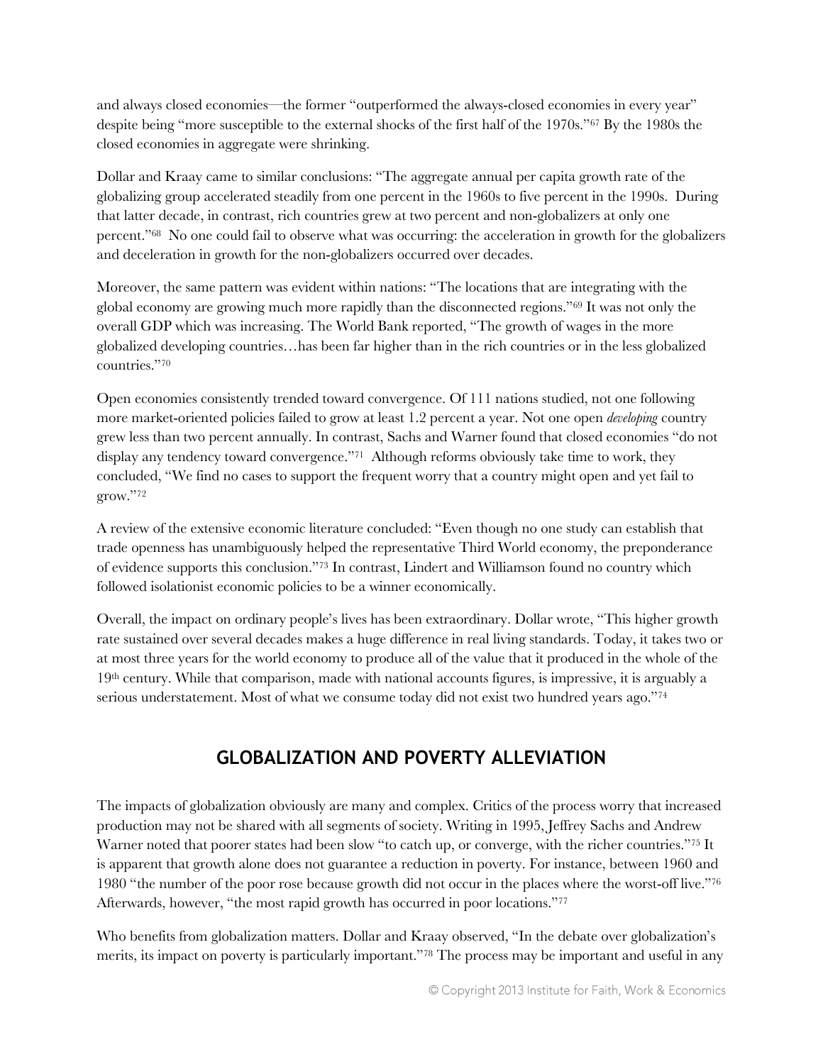and always closed economies—the former "outperformed the always-closed economies in every year" despite being "more susceptible to the external shocks of the first half of the 1970s."[67] By the 1980s the closed economies in aggregate were shrinking.

Dollar and Kraay came to similar conclusions: "The aggregate annual per capita growth rate of the globalizing group accelerated steadily from one percent in the 1960s to five percent in the 1990s. During that latter decade, in contrast, rich countries grew at two percent and non-globalizers at only one percent."[68] No one could fail to observe what was occurring: the acceleration in growth for the globalizers and deceleration in growth for the non-globalizers occurred over decades.

Moreover, the same pattern was evident within nations: "The locations that are integrating with the global economy are growing much more rapidly than the disconnected regions."[69] It was not only the overall GDP which was increasing. The World Bank reported, "The growth of wages in the more globalized developing countries…has been far higher than in the rich countries or in the less globalized countries."[70]

Open economies consistently trended toward convergence. Of 111 nations studied, not one following more market-oriented policies failed to grow at least 1.2 percent a year. Not one open *developing* country grew less than two percent annually. In contrast, Sachs and Warner found that closed economies "do not display any tendency toward convergence."[71] Although reforms obviously take time to work, they concluded, "We find no cases to support the frequent worry that a country might open and yet fail to grow."[72]

A review of the extensive economic literature concluded: "Even though no one study can establish that trade openness has unambiguously helped the representative Third World economy, the preponderance of evidence supports this conclusion."[73] In contrast, Lindert and Williamson found no country which followed isolationist economic policies to be a winner economically.

Overall, the impact on ordinary people's lives has been extraordinary. Dollar wrote, "This higher growth rate sustained over several decades makes a huge difference in real living standards. Today, it takes two or at most three years for the world economy to produce all of the value that it produced in the whole of the 19th century. While that comparison, made with national accounts figures, is impressive, it is arguably a serious understatement. Most of what we consume today did not exist two hundred years ago."[74]

## GLOBALIZATION AND POVERTY ALLEVIATION

The impacts of globalization obviously are many and complex. Critics of the process worry that increased production may not be shared with all segments of society. Writing in 1995, Jeffrey Sachs and Andrew Warner noted that poorer states had been slow "to catch up, or converge, with the richer countries."[75] It is apparent that growth alone does not guarantee a reduction in poverty. For instance, between 1960 and 1980 "the number of the poor rose because growth did not occur in the places where the worst-off live."[76] Afterwards, however, "the most rapid growth has occurred in poor locations."[77]

Who benefits from globalization matters. Dollar and Kraay observed, "In the debate over globalization's merits, its impact on poverty is particularly important."[78] The process may be important and useful in any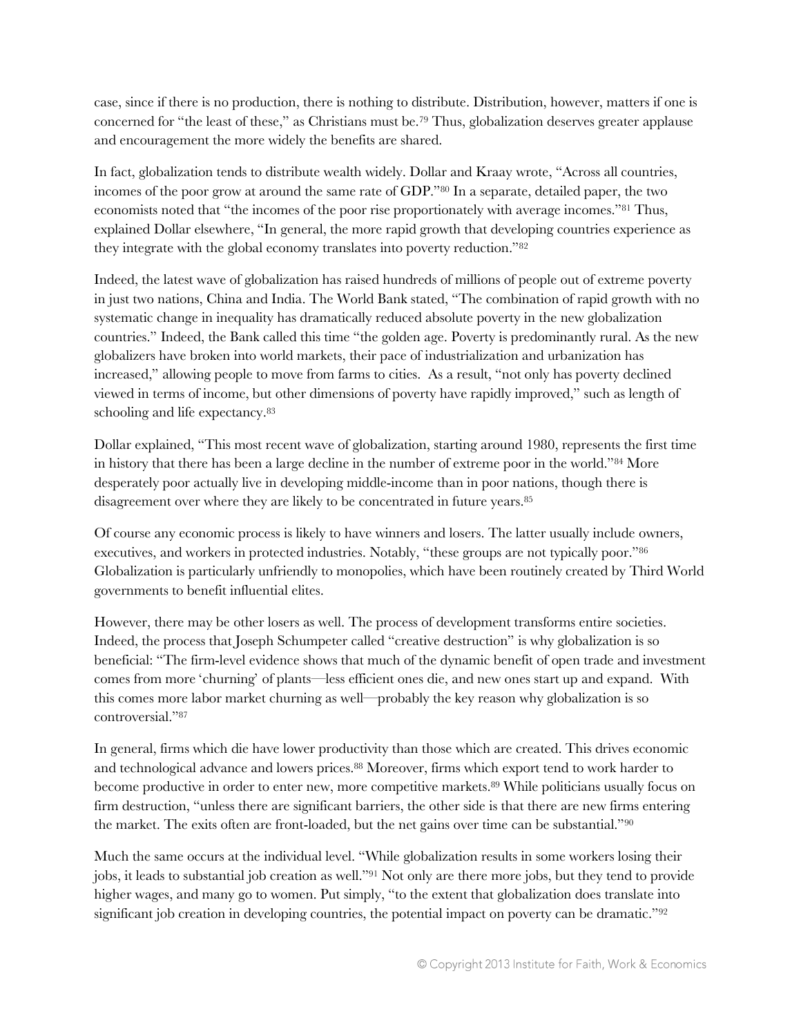case, since if there is no production, there is nothing to distribute. Distribution, however, matters if one is concerned for "the least of these," as Christians must be.[79] Thus, globalization deserves greater applause and encouragement the more widely the benefits are shared.

In fact, globalization tends to distribute wealth widely. Dollar and Kraay wrote, "Across all countries, incomes of the poor grow at around the same rate of GDP."[80] In a separate, detailed paper, the two economists noted that "the incomes of the poor rise proportionately with average incomes."[81] Thus, explained Dollar elsewhere, "In general, the more rapid growth that developing countries experience as they integrate with the global economy translates into poverty reduction."[82]

Indeed, the latest wave of globalization has raised hundreds of millions of people out of extreme poverty in just two nations, China and India. The World Bank stated, "The combination of rapid growth with no systematic change in inequality has dramatically reduced absolute poverty in the new globalization countries." Indeed, the Bank called this time "the golden age. Poverty is predominantly rural. As the new globalizers have broken into world markets, their pace of industrialization and urbanization has increased," allowing people to move from farms to cities. As a result, "not only has poverty declined viewed in terms of income, but other dimensions of poverty have rapidly improved," such as length of schooling and life expectancy.[83]

Dollar explained, "This most recent wave of globalization, starting around 1980, represents the first time in history that there has been a large decline in the number of extreme poor in the world."[84] More desperately poor actually live in developing middle-income than in poor nations, though there is disagreement over where they are likely to be concentrated in future years.[85]

Of course any economic process is likely to have winners and losers. The latter usually include owners, executives, and workers in protected industries. Notably, "these groups are not typically poor."[86] Globalization is particularly unfriendly to monopolies, which have been routinely created by Third World governments to benefit influential elites.

However, there may be other losers as well. The process of development transforms entire societies. Indeed, the process that Joseph Schumpeter called "creative destruction" is why globalization is so beneficial: "The firm-level evidence shows that much of the dynamic benefit of open trade and investment comes from more 'churning' of plants—less efficient ones die, and new ones start up and expand. With this comes more labor market churning as well—probably the key reason why globalization is so controversial."[87]

In general, firms which die have lower productivity than those which are created. This drives economic and technological advance and lowers prices.[88] Moreover, firms which export tend to work harder to become productive in order to enter new, more competitive markets.[89] While politicians usually focus on firm destruction, "unless there are significant barriers, the other side is that there are new firms entering the market. The exits often are front-loaded, but the net gains over time can be substantial."[90]

Much the same occurs at the individual level. "While globalization results in some workers losing their jobs, it leads to substantial job creation as well."[91] Not only are there more jobs, but they tend to provide higher wages, and many go to women. Put simply, "to the extent that globalization does translate into significant job creation in developing countries, the potential impact on poverty can be dramatic."[92]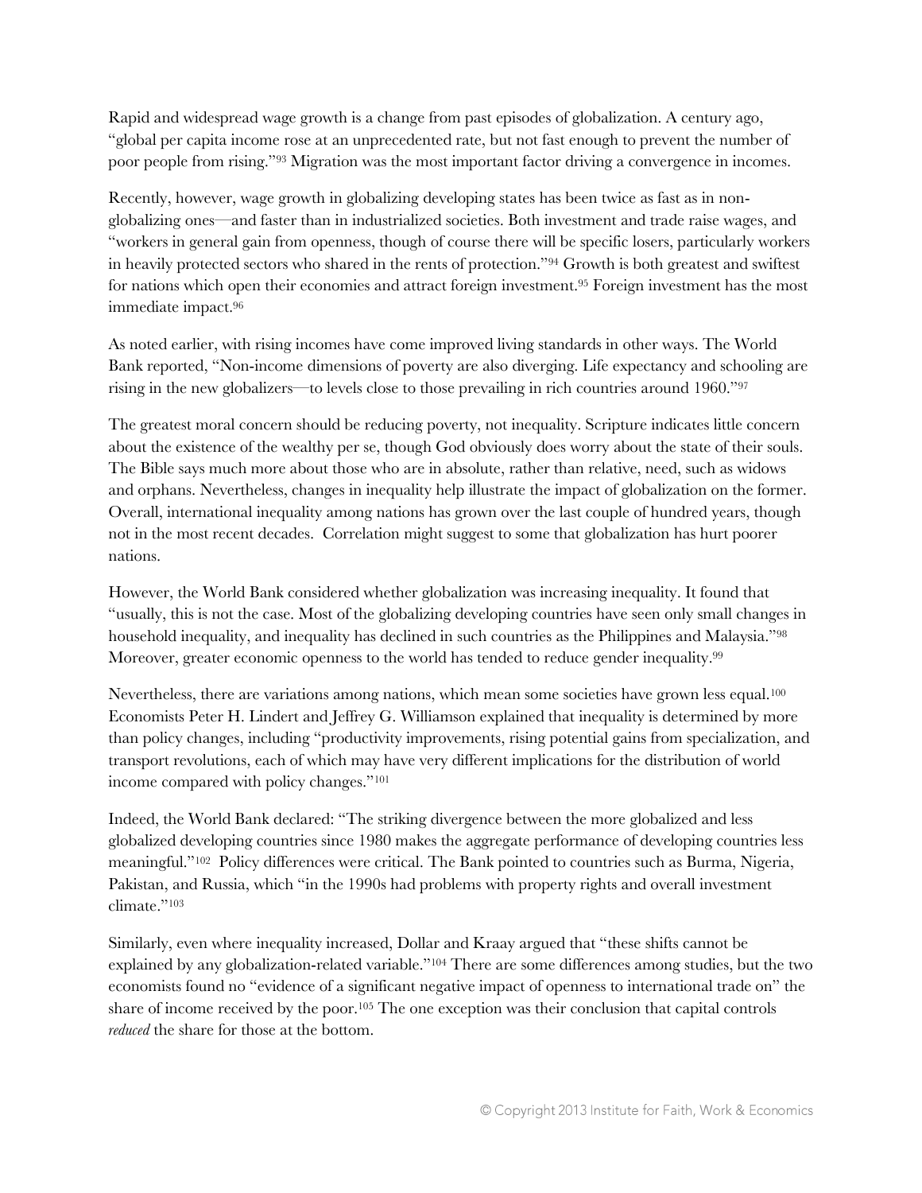Rapid and widespread wage growth is a change from past episodes of globalization. A century ago, "global per capita income rose at an unprecedented rate, but not fast enough to prevent the number of poor people from rising."[93] Migration was the most important factor driving a convergence in incomes.

Recently, however, wage growth in globalizing developing states has been twice as fast as in non-globalizing ones—and faster than in industrialized societies. Both investment and trade raise wages, and "workers in general gain from openness, though of course there will be specific losers, particularly workers in heavily protected sectors who shared in the rents of protection."[94] Growth is both greatest and swiftest for nations which open their economies and attract foreign investment.[95] Foreign investment has the most immediate impact.[96]

As noted earlier, with rising incomes have come improved living standards in other ways. The World Bank reported, "Non-income dimensions of poverty are also diverging. Life expectancy and schooling are rising in the new globalizers—to levels close to those prevailing in rich countries around 1960."[97]

The greatest moral concern should be reducing poverty, not inequality. Scripture indicates little concern about the existence of the wealthy per se, though God obviously does worry about the state of their souls. The Bible says much more about those who are in absolute, rather than relative, need, such as widows and orphans. Nevertheless, changes in inequality help illustrate the impact of globalization on the former. Overall, international inequality among nations has grown over the last couple of hundred years, though not in the most recent decades. Correlation might suggest to some that globalization has hurt poorer nations.

However, the World Bank considered whether globalization was increasing inequality. It found that "usually, this is not the case. Most of the globalizing developing countries have seen only small changes in household inequality, and inequality has declined in such countries as the Philippines and Malaysia."[98] Moreover, greater economic openness to the world has tended to reduce gender inequality.[99]

Nevertheless, there are variations among nations, which mean some societies have grown less equal.[100] Economists Peter H. Lindert and Jeffrey G. Williamson explained that inequality is determined by more than policy changes, including "productivity improvements, rising potential gains from specialization, and transport revolutions, each of which may have very different implications for the distribution of world income compared with policy changes."[101]

Indeed, the World Bank declared: "The striking divergence between the more globalized and less globalized developing countries since 1980 makes the aggregate performance of developing countries less meaningful."[102] Policy differences were critical. The Bank pointed to countries such as Burma, Nigeria, Pakistan, and Russia, which "in the 1990s had problems with property rights and overall investment climate."[103]

Similarly, even where inequality increased, Dollar and Kraay argued that "these shifts cannot be explained by any globalization-related variable."[104] There are some differences among studies, but the two economists found no "evidence of a significant negative impact of openness to international trade on" the share of income received by the poor.[105] The one exception was their conclusion that capital controls *reduced* the share for those at the bottom.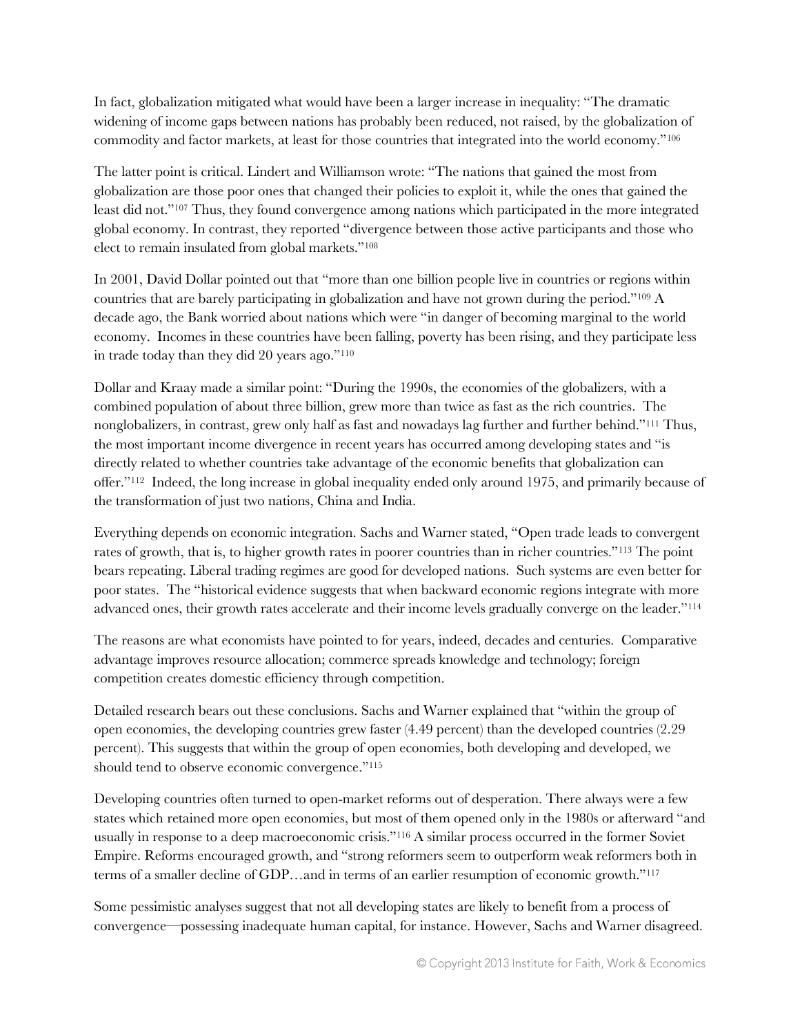In fact, globalization mitigated what would have been a larger increase in inequality: "The dramatic widening of income gaps between nations has probably been reduced, not raised, by the globalization of commodity and factor markets, at least for those countries that integrated into the world economy."[106]

The latter point is critical. Lindert and Williamson wrote: "The nations that gained the most from globalization are those poor ones that changed their policies to exploit it, while the ones that gained the least did not."[107] Thus, they found convergence among nations which participated in the more integrated global economy. In contrast, they reported "divergence between those active participants and those who elect to remain insulated from global markets."[108]

In 2001, David Dollar pointed out that "more than one billion people live in countries or regions within countries that are barely participating in globalization and have not grown during the period."[109] A decade ago, the Bank worried about nations which were "in danger of becoming marginal to the world economy. Incomes in these countries have been falling, poverty has been rising, and they participate less in trade today than they did 20 years ago."[110]

Dollar and Kraay made a similar point: "During the 1990s, the economies of the globalizers, with a combined population of about three billion, grew more than twice as fast as the rich countries. The nonglobalizers, in contrast, grew only half as fast and nowadays lag further and further behind."[111] Thus, the most important income divergence in recent years has occurred among developing states and "is directly related to whether countries take advantage of the economic benefits that globalization can offer."[112] Indeed, the long increase in global inequality ended only around 1975, and primarily because of the transformation of just two nations, China and India.

Everything depends on economic integration. Sachs and Warner stated, "Open trade leads to convergent rates of growth, that is, to higher growth rates in poorer countries than in richer countries."[113] The point bears repeating. Liberal trading regimes are good for developed nations. Such systems are even better for poor states. The "historical evidence suggests that when backward economic regions integrate with more advanced ones, their growth rates accelerate and their income levels gradually converge on the leader."[114]

The reasons are what economists have pointed to for years, indeed, decades and centuries. Comparative advantage improves resource allocation; commerce spreads knowledge and technology; foreign competition creates domestic efficiency through competition.

Detailed research bears out these conclusions. Sachs and Warner explained that "within the group of open economies, the developing countries grew faster (4.49 percent) than the developed countries (2.29 percent). This suggests that within the group of open economies, both developing and developed, we should tend to observe economic convergence."[115]

Developing countries often turned to open-market reforms out of desperation. There always were a few states which retained more open economies, but most of them opened only in the 1980s or afterward "and usually in response to a deep macroeconomic crisis."[116] A similar process occurred in the former Soviet Empire. Reforms encouraged growth, and "strong reformers seem to outperform weak reformers both in terms of a smaller decline of GDP…and in terms of an earlier resumption of economic growth."[117]

Some pessimistic analyses suggest that not all developing states are likely to benefit from a process of convergence—possessing inadequate human capital, for instance. However, Sachs and Warner disagreed.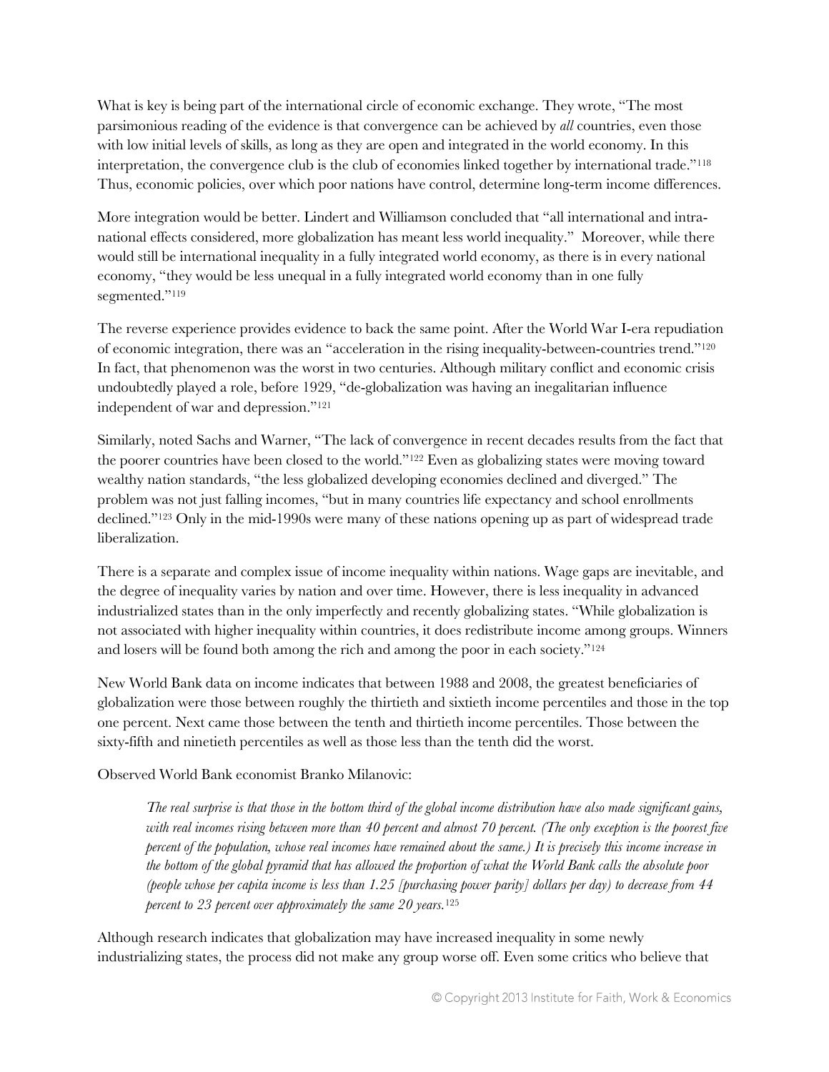What is key is being part of the international circle of economic exchange. They wrote, "The most parsimonious reading of the evidence is that convergence can be achieved by *all* countries, even those with low initial levels of skills, as long as they are open and integrated in the world economy. In this interpretation, the convergence club is the club of economies linked together by international trade."[118] Thus, economic policies, over which poor nations have control, determine long-term income differences.

More integration would be better. Lindert and Williamson concluded that "all international and intra-national effects considered, more globalization has meant less world inequality." Moreover, while there would still be international inequality in a fully integrated world economy, as there is in every national economy, "they would be less unequal in a fully integrated world economy than in one fully segmented."[119]

The reverse experience provides evidence to back the same point. After the World War I-era repudiation of economic integration, there was an "acceleration in the rising inequality-between-countries trend."[120] In fact, that phenomenon was the worst in two centuries. Although military conflict and economic crisis undoubtedly played a role, before 1929, "de-globalization was having an inegalitarian influence independent of war and depression."[121]

Similarly, noted Sachs and Warner, "The lack of convergence in recent decades results from the fact that the poorer countries have been closed to the world."[122] Even as globalizing states were moving toward wealthy nation standards, "the less globalized developing economies declined and diverged." The problem was not just falling incomes, "but in many countries life expectancy and school enrollments declined."[123] Only in the mid-1990s were many of these nations opening up as part of widespread trade liberalization.

There is a separate and complex issue of income inequality within nations. Wage gaps are inevitable, and the degree of inequality varies by nation and over time. However, there is less inequality in advanced industrialized states than in the only imperfectly and recently globalizing states. "While globalization is not associated with higher inequality within countries, it does redistribute income among groups. Winners and losers will be found both among the rich and among the poor in each society."[124]

New World Bank data on income indicates that between 1988 and 2008, the greatest beneficiaries of globalization were those between roughly the thirtieth and sixtieth income percentiles and those in the top one percent. Next came those between the tenth and thirtieth income percentiles. Those between the sixty-fifth and ninetieth percentiles as well as those less than the tenth did the worst.

Observed World Bank economist Branko Milanovic:

> *The real surprise is that those in the bottom third of the global income distribution have also made significant gains, with real incomes rising between more than 40 percent and almost 70 percent. (The only exception is the poorest five percent of the population, whose real incomes have remained about the same.) It is precisely this income increase in the bottom of the global pyramid that has allowed the proportion of what the World Bank calls the absolute poor (people whose per capita income is less than 1.25 [purchasing power parity] dollars per day) to decrease from 44 percent to 23 percent over approximately the same 20 years.*[125]

Although research indicates that globalization may have increased inequality in some newly industrializing states, the process did not make any group worse off. Even some critics who believe that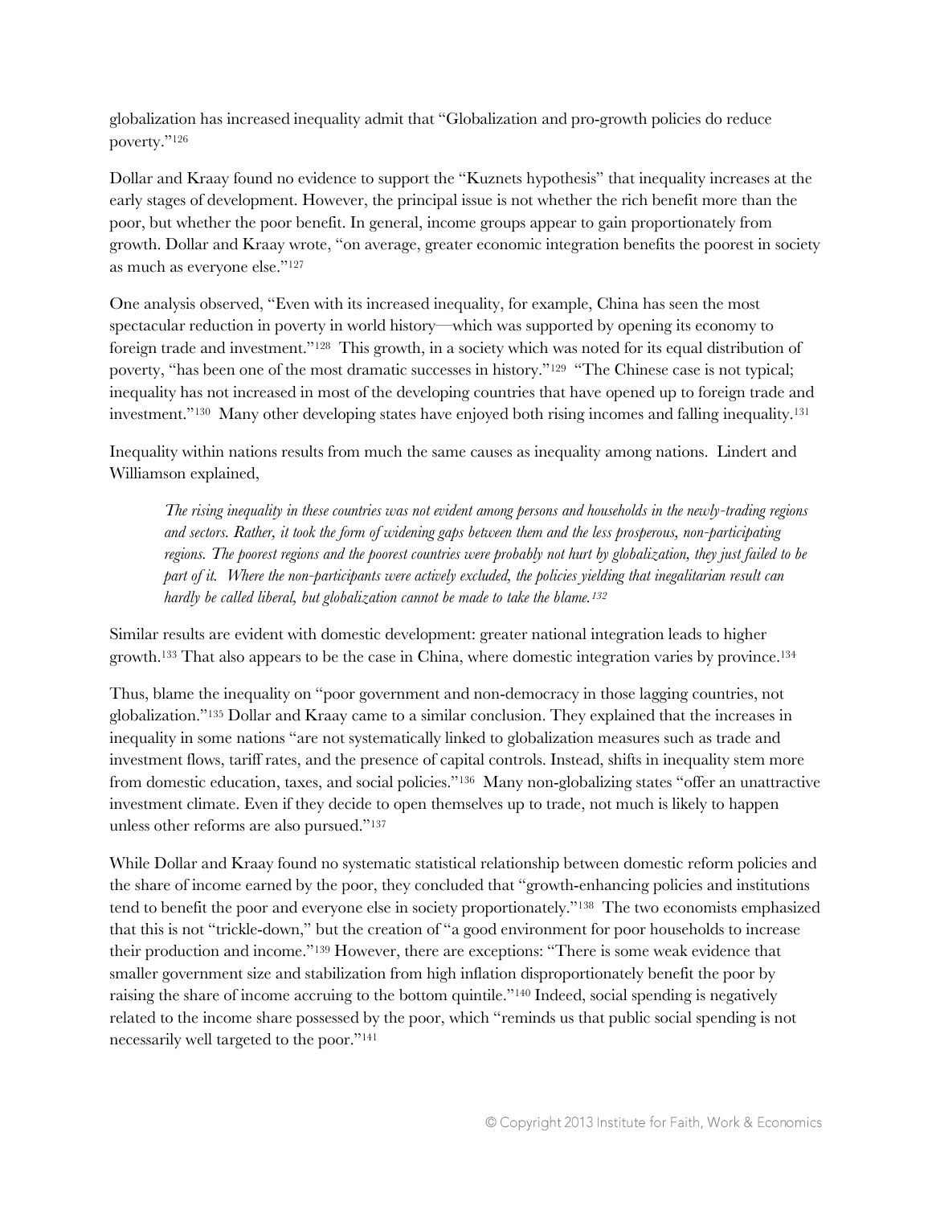globalization has increased inequality admit that "Globalization and pro-growth policies do reduce poverty."[126]

Dollar and Kraay found no evidence to support the "Kuznets hypothesis" that inequality increases at the early stages of development. However, the principal issue is not whether the rich benefit more than the poor, but whether the poor benefit. In general, income groups appear to gain proportionately from growth. Dollar and Kraay wrote, "on average, greater economic integration benefits the poorest in society as much as everyone else."[127]

One analysis observed, "Even with its increased inequality, for example, China has seen the most spectacular reduction in poverty in world history—which was supported by opening its economy to foreign trade and investment."[128] This growth, in a society which was noted for its equal distribution of poverty, "has been one of the most dramatic successes in history."[129] "The Chinese case is not typical; inequality has not increased in most of the developing countries that have opened up to foreign trade and investment."[130] Many other developing states have enjoyed both rising incomes and falling inequality.[131]

Inequality within nations results from much the same causes as inequality among nations. Lindert and Williamson explained,

> *The rising inequality in these countries was not evident among persons and households in the newly-trading regions and sectors. Rather, it took the form of widening gaps between them and the less prosperous, non-participating regions. The poorest regions and the poorest countries were probably not hurt by globalization, they just failed to be part of it. Where the non-participants were actively excluded, the policies yielding that inegalitarian result can hardly be called liberal, but globalization cannot be made to take the blame.*[132]

Similar results are evident with domestic development: greater national integration leads to higher growth.[133] That also appears to be the case in China, where domestic integration varies by province.[134]

Thus, blame the inequality on "poor government and non-democracy in those lagging countries, not globalization."[135] Dollar and Kraay came to a similar conclusion. They explained that the increases in inequality in some nations "are not systematically linked to globalization measures such as trade and investment flows, tariff rates, and the presence of capital controls. Instead, shifts in inequality stem more from domestic education, taxes, and social policies."[136] Many non-globalizing states "offer an unattractive investment climate. Even if they decide to open themselves up to trade, not much is likely to happen unless other reforms are also pursued."[137]

While Dollar and Kraay found no systematic statistical relationship between domestic reform policies and the share of income earned by the poor, they concluded that "growth-enhancing policies and institutions tend to benefit the poor and everyone else in society proportionately."[138] The two economists emphasized that this is not "trickle-down," but the creation of "a good environment for poor households to increase their production and income."[139] However, there are exceptions: "There is some weak evidence that smaller government size and stabilization from high inflation disproportionately benefit the poor by raising the share of income accruing to the bottom quintile."[140] Indeed, social spending is negatively related to the income share possessed by the poor, which "reminds us that public social spending is not necessarily well targeted to the poor."[141]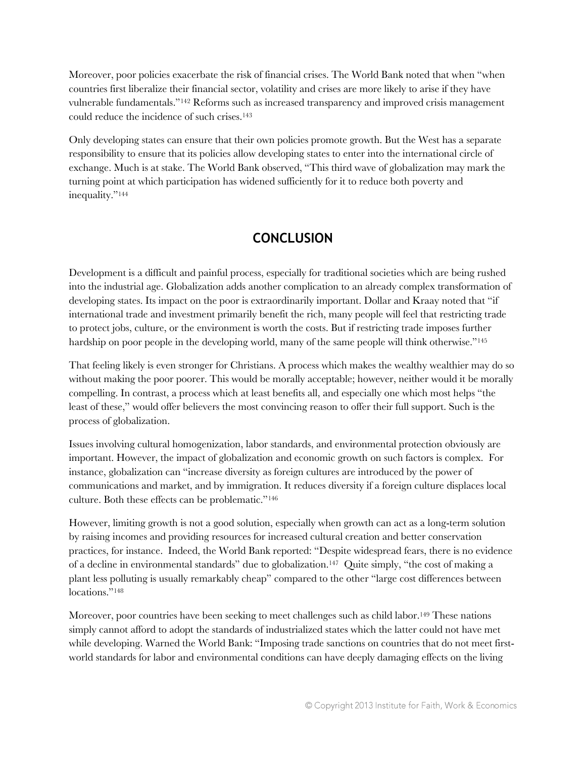Moreover, poor policies exacerbate the risk of financial crises. The World Bank noted that when "when countries first liberalize their financial sector, volatility and crises are more likely to arise if they have vulnerable fundamentals."[142] Reforms such as increased transparency and improved crisis management could reduce the incidence of such crises.[143]

Only developing states can ensure that their own policies promote growth. But the West has a separate responsibility to ensure that its policies allow developing states to enter into the international circle of exchange. Much is at stake. The World Bank observed, "This third wave of globalization may mark the turning point at which participation has widened sufficiently for it to reduce both poverty and inequality."[144]

## CONCLUSION

Development is a difficult and painful process, especially for traditional societies which are being rushed into the industrial age. Globalization adds another complication to an already complex transformation of developing states. Its impact on the poor is extraordinarily important. Dollar and Kraay noted that "if international trade and investment primarily benefit the rich, many people will feel that restricting trade to protect jobs, culture, or the environment is worth the costs. But if restricting trade imposes further hardship on poor people in the developing world, many of the same people will think otherwise."[145]

That feeling likely is even stronger for Christians. A process which makes the wealthy wealthier may do so without making the poor poorer. This would be morally acceptable; however, neither would it be morally compelling. In contrast, a process which at least benefits all, and especially one which most helps "the least of these," would offer believers the most convincing reason to offer their full support. Such is the process of globalization.

Issues involving cultural homogenization, labor standards, and environmental protection obviously are important. However, the impact of globalization and economic growth on such factors is complex. For instance, globalization can "increase diversity as foreign cultures are introduced by the power of communications and market, and by immigration. It reduces diversity if a foreign culture displaces local culture. Both these effects can be problematic."[146]

However, limiting growth is not a good solution, especially when growth can act as a long-term solution by raising incomes and providing resources for increased cultural creation and better conservation practices, for instance. Indeed, the World Bank reported: "Despite widespread fears, there is no evidence of a decline in environmental standards" due to globalization.[147] Quite simply, "the cost of making a plant less polluting is usually remarkably cheap" compared to the other "large cost differences between locations."[148]

Moreover, poor countries have been seeking to meet challenges such as child labor.[149] These nations simply cannot afford to adopt the standards of industrialized states which the latter could not have met while developing. Warned the World Bank: "Imposing trade sanctions on countries that do not meet first-world standards for labor and environmental conditions can have deeply damaging effects on the living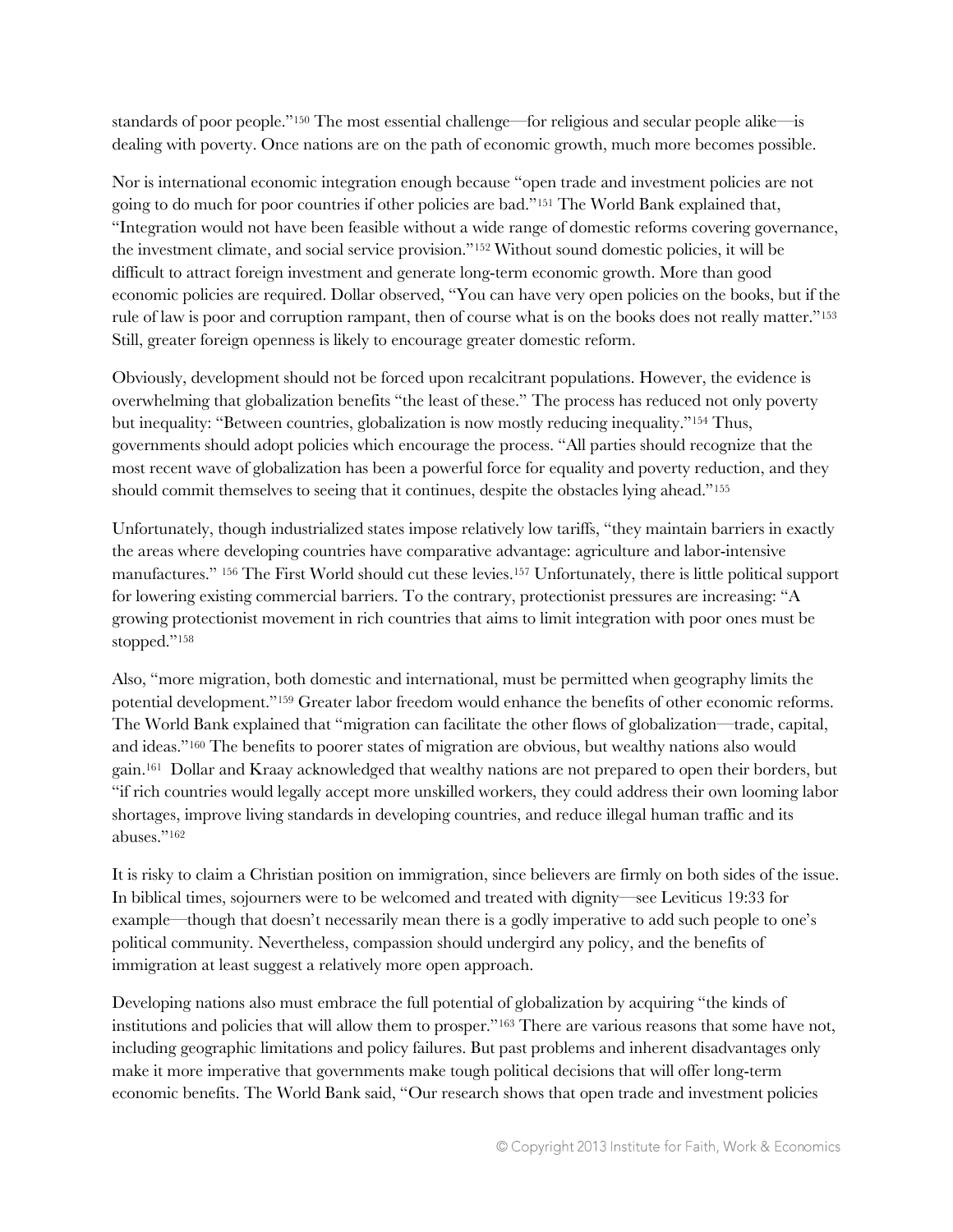standards of poor people."[150] The most essential challenge—for religious and secular people alike—is dealing with poverty. Once nations are on the path of economic growth, much more becomes possible.

Nor is international economic integration enough because "open trade and investment policies are not going to do much for poor countries if other policies are bad."[151] The World Bank explained that, "Integration would not have been feasible without a wide range of domestic reforms covering governance, the investment climate, and social service provision."[152] Without sound domestic policies, it will be difficult to attract foreign investment and generate long-term economic growth. More than good economic policies are required. Dollar observed, "You can have very open policies on the books, but if the rule of law is poor and corruption rampant, then of course what is on the books does not really matter."[153] Still, greater foreign openness is likely to encourage greater domestic reform.

Obviously, development should not be forced upon recalcitrant populations. However, the evidence is overwhelming that globalization benefits "the least of these." The process has reduced not only poverty but inequality: "Between countries, globalization is now mostly reducing inequality."[154] Thus, governments should adopt policies which encourage the process. "All parties should recognize that the most recent wave of globalization has been a powerful force for equality and poverty reduction, and they should commit themselves to seeing that it continues, despite the obstacles lying ahead."[155]

Unfortunately, though industrialized states impose relatively low tariffs, "they maintain barriers in exactly the areas where developing countries have comparative advantage: agriculture and labor-intensive manufactures." [156] The First World should cut these levies.[157] Unfortunately, there is little political support for lowering existing commercial barriers. To the contrary, protectionist pressures are increasing: "A growing protectionist movement in rich countries that aims to limit integration with poor ones must be stopped."[158]

Also, "more migration, both domestic and international, must be permitted when geography limits the potential development."[159] Greater labor freedom would enhance the benefits of other economic reforms. The World Bank explained that "migration can facilitate the other flows of globalization—trade, capital, and ideas."[160] The benefits to poorer states of migration are obvious, but wealthy nations also would gain.[161] Dollar and Kraay acknowledged that wealthy nations are not prepared to open their borders, but "if rich countries would legally accept more unskilled workers, they could address their own looming labor shortages, improve living standards in developing countries, and reduce illegal human traffic and its abuses."[162]

It is risky to claim a Christian position on immigration, since believers are firmly on both sides of the issue. In biblical times, sojourners were to be welcomed and treated with dignity—see Leviticus 19:33 for example—though that doesn't necessarily mean there is a godly imperative to add such people to one's political community. Nevertheless, compassion should undergird any policy, and the benefits of immigration at least suggest a relatively more open approach.

Developing nations also must embrace the full potential of globalization by acquiring "the kinds of institutions and policies that will allow them to prosper."[163] There are various reasons that some have not, including geographic limitations and policy failures. But past problems and inherent disadvantages only make it more imperative that governments make tough political decisions that will offer long-term economic benefits. The World Bank said, "Our research shows that open trade and investment policies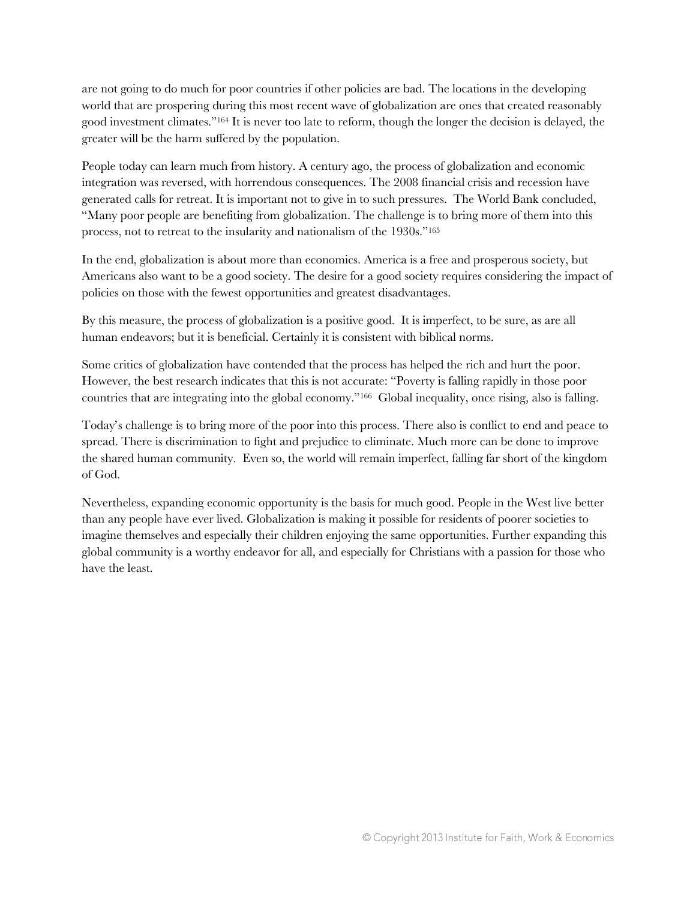are not going to do much for poor countries if other policies are bad. The locations in the developing world that are prospering during this most recent wave of globalization are ones that created reasonably good investment climates."[164] It is never too late to reform, though the longer the decision is delayed, the greater will be the harm suffered by the population.

People today can learn much from history. A century ago, the process of globalization and economic integration was reversed, with horrendous consequences. The 2008 financial crisis and recession have generated calls for retreat. It is important not to give in to such pressures. The World Bank concluded, "Many poor people are benefiting from globalization. The challenge is to bring more of them into this process, not to retreat to the insularity and nationalism of the 1930s."[165]

In the end, globalization is about more than economics. America is a free and prosperous society, but Americans also want to be a good society. The desire for a good society requires considering the impact of policies on those with the fewest opportunities and greatest disadvantages.

By this measure, the process of globalization is a positive good. It is imperfect, to be sure, as are all human endeavors; but it is beneficial. Certainly it is consistent with biblical norms.

Some critics of globalization have contended that the process has helped the rich and hurt the poor. However, the best research indicates that this is not accurate: "Poverty is falling rapidly in those poor countries that are integrating into the global economy."[166] Global inequality, once rising, also is falling.

Today's challenge is to bring more of the poor into this process. There also is conflict to end and peace to spread. There is discrimination to fight and prejudice to eliminate. Much more can be done to improve the shared human community. Even so, the world will remain imperfect, falling far short of the kingdom of God.

Nevertheless, expanding economic opportunity is the basis for much good. People in the West live better than any people have ever lived. Globalization is making it possible for residents of poorer societies to imagine themselves and especially their children enjoying the same opportunities. Further expanding this global community is a worthy endeavor for all, and especially for Christians with a passion for those who have the least.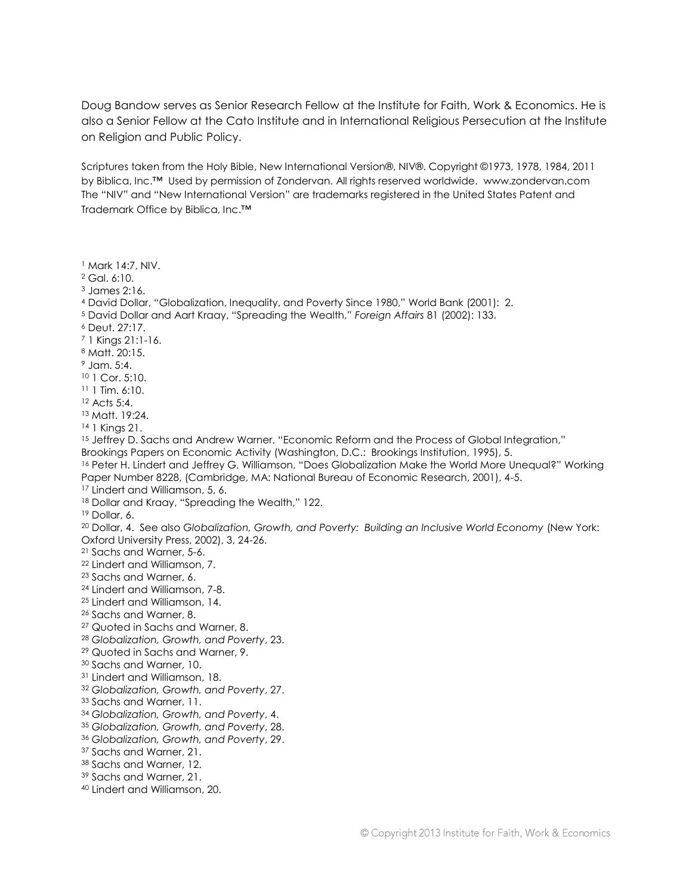Doug Bandow serves as Senior Research Fellow at the Institute for Faith, Work & Economics. He is also a Senior Fellow at the Cato Institute and in International Religious Persecution at the Institute on Religion and Public Policy.

Scriptures taken from the Holy Bible, New International Version®, NIV®. Copyright ©1973, 1978, 1984, 2011 by Biblica, Inc.™ Used by permission of Zondervan. All rights reserved worldwide. www.zondervan.com The "NIV" and "New International Version" are trademarks registered in the United States Patent and Trademark Office by Biblica, Inc.™

[1] Mark 14:7, NIV.
[2] Gal. 6:10.
[3] James 2:16.
[4] David Dollar, "Globalization, Inequality, and Poverty Since 1980," World Bank (2001): 2.
[5] David Dollar and Aart Kraay, "Spreading the Wealth," *Foreign Affairs* 81 (2002): 133.
[6] Deut. 27:17.
[7] 1 Kings 21:1-16.
[8] Matt. 20:15.
[9] Jam. 5:4.
[10] 1 Cor. 5:10.
[11] 1 Tim. 6:10.
[12] Acts 5:4.
[13] Matt. 19:24.
[14] 1 Kings 21.
[15] Jeffrey D. Sachs and Andrew Warner, "Economic Reform and the Process of Global Integration," Brookings Papers on Economic Activity (Washington, D.C.: Brookings Institution, 1995), 5.
[16] Peter H. Lindert and Jeffrey G. Williamson, "Does Globalization Make the World More Unequal?" Working Paper Number 8228, (Cambridge, MA: National Bureau of Economic Research, 2001), 4-5.
[17] Lindert and Williamson, 5, 6.
[18] Dollar and Kraay, "Spreading the Wealth," 122.
[19] Dollar, 6.
[20] Dollar, 4. See also *Globalization, Growth, and Poverty: Building an Inclusive World Economy* (New York: Oxford University Press, 2002), 3, 24-26.
[21] Sachs and Warner, 5-6.
[22] Lindert and Williamson, 7.
[23] Sachs and Warner, 6.
[24] Lindert and Williamson, 7-8.
[25] Lindert and Williamson, 14.
[26] Sachs and Warner, 8.
[27] Quoted in Sachs and Warner, 8.
[28] *Globalization, Growth, and Poverty*, 23.
[29] Quoted in Sachs and Warner, 9.
[30] Sachs and Warner, 10.
[31] Lindert and Williamson, 18.
[32] *Globalization, Growth, and Poverty*, 27.
[33] Sachs and Warner, 11.
[34] *Globalization, Growth, and Poverty*, 4.
[35] *Globalization, Growth, and Poverty*, 28.
[36] *Globalization, Growth, and Poverty*, 29.
[37] Sachs and Warner, 21.
[38] Sachs and Warner, 12.
[39] Sachs and Warner, 21.
[40] Lindert and Williamson, 20.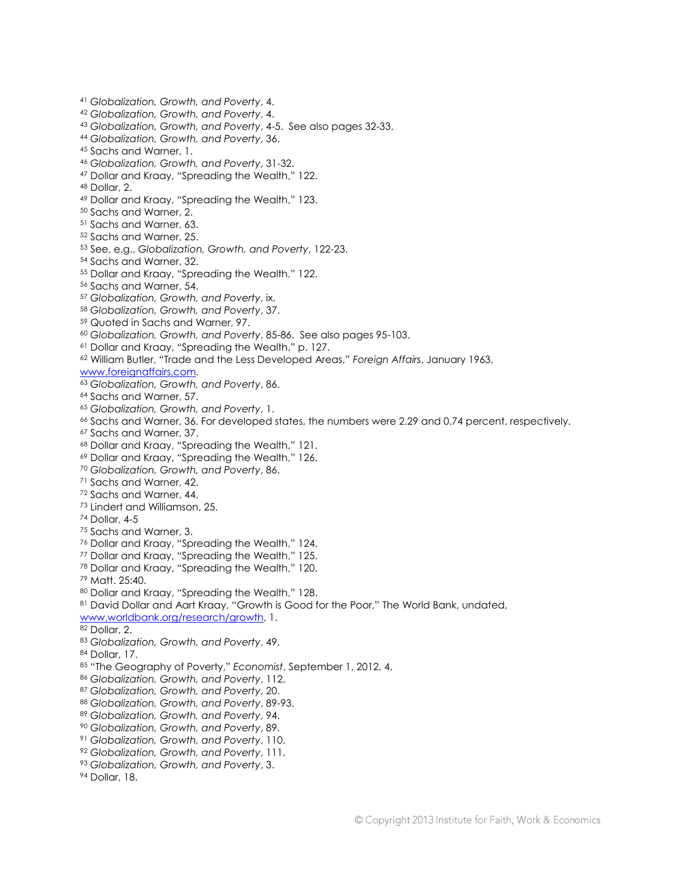[41] *Globalization, Growth, and Poverty*, 4.
[42] *Globalization, Growth, and Poverty*, 4.
[43] *Globalization, Growth, and Poverty*, 4-5. See also pages 32-33.
[44] *Globalization, Growth, and Poverty*, 36.
[45] Sachs and Warner, 1.
[46] *Globalization, Growth, and Poverty*, 31-32.
[47] Dollar and Kraay, "Spreading the Wealth," 122.
[48] Dollar, 2.
[49] Dollar and Kraay, "Spreading the Wealth," 123.
[50] Sachs and Warner, 2.
[51] Sachs and Warner, 63.
[52] Sachs and Warner, 25.
[53] See, e.g., *Globalization, Growth, and Poverty*, 122-23.
[54] Sachs and Warner, 32.
[55] Dollar and Kraay, "Spreading the Wealth," 122.
[56] Sachs and Warner, 54.
[57] *Globalization, Growth, and Poverty*, ix.
[58] *Globalization, Growth, and Poverty*, 37.
[59] Quoted in Sachs and Warner, 97.
[60] *Globalization, Growth, and Poverty*, 85-86. See also pages 95-103.
[61] Dollar and Kraay, "Spreading the Wealth," p. 127.
[62] William Butler, "Trade and the Less Developed Areas," *Foreign Affairs*, January 1963, www.foreignaffairs.com.
[63] *Globalization, Growth, and Poverty*, 86.
[64] Sachs and Warner, 57.
[65] *Globalization, Growth, and Poverty*, 1.
[66] Sachs and Warner, 36. For developed states, the numbers were 2.29 and 0.74 percent, respectively.
[67] Sachs and Warner, 37.
[68] Dollar and Kraay, "Spreading the Wealth," 121.
[69] Dollar and Kraay, "Spreading the Wealth," 126.
[70] *Globalization, Growth, and Poverty*, 86.
[71] Sachs and Warner, 42.
[72] Sachs and Warner, 44.
[73] Lindert and Williamson, 25.
[74] Dollar, 4-5
[75] Sachs and Warner, 3.
[76] Dollar and Kraay, "Spreading the Wealth," 124.
[77] Dollar and Kraay, "Spreading the Wealth," 125.
[78] Dollar and Kraay, "Spreading the Wealth," 120.
[79] Matt. 25:40.
[80] Dollar and Kraay, "Spreading the Wealth," 128.
[81] David Dollar and Aart Kraay, "Growth is Good for the Poor," The World Bank, undated, www.worldbank.org/research/growth, 1.
[82] Dollar, 2.
[83] *Globalization, Growth, and Poverty*, 49.
[84] Dollar, 17.
[85] "The Geography of Poverty," *Economist*, September 1, 2012, 4.
[86] *Globalization, Growth, and Poverty*, 112.
[87] *Globalization, Growth, and Poverty*, 20.
[88] *Globalization, Growth, and Poverty*, 89-93.
[89] *Globalization, Growth, and Poverty*, 94.
[90] *Globalization, Growth, and Poverty*, 89.
[91] *Globalization, Growth, and Poverty*, 110.
[92] *Globalization, Growth, and Poverty*, 111.
[93] *Globalization, Growth, and Poverty*, 3.
[94] Dollar, 18.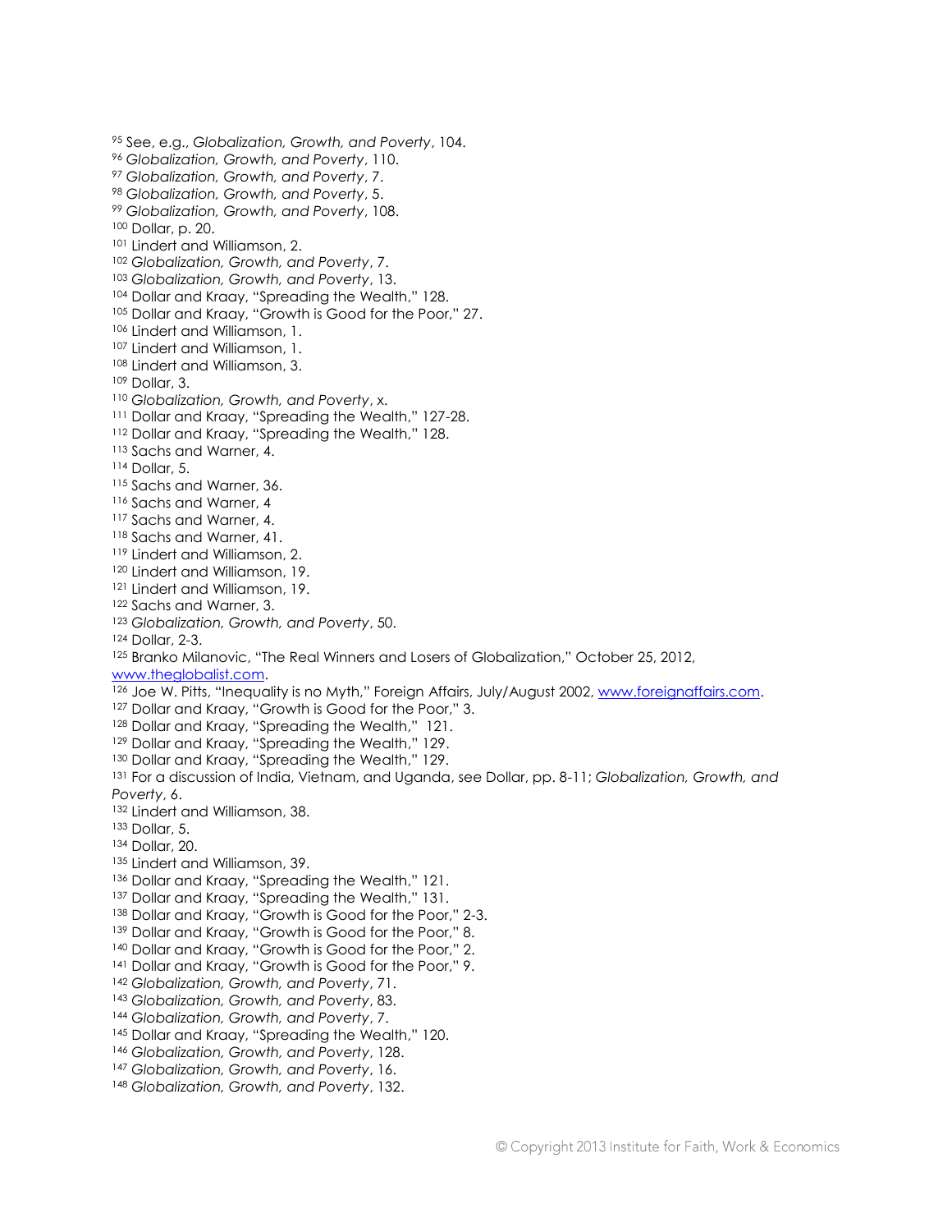[95] See, e.g., *Globalization, Growth, and Poverty*, 104.
[96] *Globalization, Growth, and Poverty*, 110.
[97] *Globalization, Growth, and Poverty*, 7.
[98] *Globalization, Growth, and Poverty*, 5.
[99] *Globalization, Growth, and Poverty*, 108.
[100] Dollar, p. 20.
[101] Lindert and Williamson, 2.
[102] *Globalization, Growth, and Poverty*, 7.
[103] *Globalization, Growth, and Poverty*, 13.
[104] Dollar and Kraay, "Spreading the Wealth," 128.
[105] Dollar and Kraay, "Growth is Good for the Poor," 27.
[106] Lindert and Williamson, 1.
[107] Lindert and Williamson, 1.
[108] Lindert and Williamson, 3.
[109] Dollar, 3.
[110] *Globalization, Growth, and Poverty*, x.
[111] Dollar and Kraay, "Spreading the Wealth," 127-28.
[112] Dollar and Kraay, "Spreading the Wealth," 128.
[113] Sachs and Warner, 4.
[114] Dollar, 5.
[115] Sachs and Warner, 36.
[116] Sachs and Warner, 4
[117] Sachs and Warner, 4.
[118] Sachs and Warner, 41.
[119] Lindert and Williamson, 2.
[120] Lindert and Williamson, 19.
[121] Lindert and Williamson, 19.
[122] Sachs and Warner, 3.
[123] *Globalization, Growth, and Poverty*, 50.
[124] Dollar, 2-3.
[125] Branko Milanovic, "The Real Winners and Losers of Globalization," October 25, 2012, www.theglobalist.com.
[126] Joe W. Pitts, "Inequality is no Myth," Foreign Affairs, July/August 2002, www.foreignaffairs.com.
[127] Dollar and Kraay, "Growth is Good for the Poor," 3.
[128] Dollar and Kraay, "Spreading the Wealth," 121.
[129] Dollar and Kraay, "Spreading the Wealth," 129.
[130] Dollar and Kraay, "Spreading the Wealth," 129.
[131] For a discussion of India, Vietnam, and Uganda, see Dollar, pp. 8-11; *Globalization, Growth, and Poverty*, 6.
[132] Lindert and Williamson, 38.
[133] Dollar, 5.
[134] Dollar, 20.
[135] Lindert and Williamson, 39.
[136] Dollar and Kraay, "Spreading the Wealth," 121.
[137] Dollar and Kraay, "Spreading the Wealth," 131.
[138] Dollar and Kraay, "Growth is Good for the Poor," 2-3.
[139] Dollar and Kraay, "Growth is Good for the Poor," 8.
[140] Dollar and Kraay, "Growth is Good for the Poor," 2.
[141] Dollar and Kraay, "Growth is Good for the Poor," 9.
[142] *Globalization, Growth, and Poverty*, 71.
[143] *Globalization, Growth, and Poverty*, 83.
[144] *Globalization, Growth, and Poverty*, 7.
[145] Dollar and Kraay, "Spreading the Wealth," 120.
[146] *Globalization, Growth, and Poverty*, 128.
[147] *Globalization, Growth, and Poverty*, 16.
[148] *Globalization, Growth, and Poverty*, 132.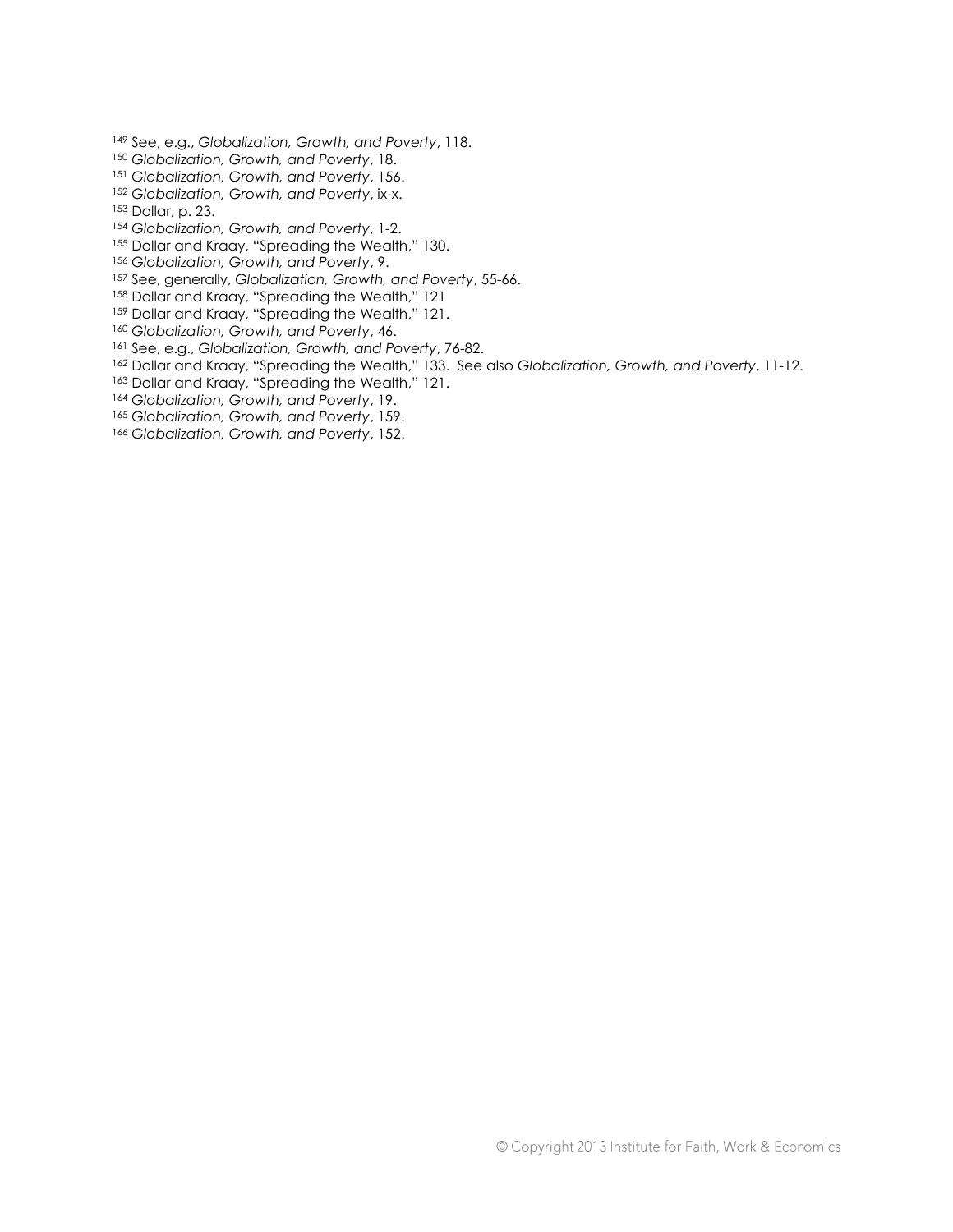[149] See, e.g., *Globalization, Growth, and Poverty*, 118.
[150] *Globalization, Growth, and Poverty*, 18.
[151] *Globalization, Growth, and Poverty*, 156.
[152] *Globalization, Growth, and Poverty*, ix-x.
[153] Dollar, p. 23.
[154] *Globalization, Growth, and Poverty*, 1-2.
[155] Dollar and Kraay, "Spreading the Wealth," 130.
[156] *Globalization, Growth, and Poverty*, 9.
[157] See, generally, *Globalization, Growth, and Poverty*, 55-66.
[158] Dollar and Kraay, "Spreading the Wealth," 121
[159] Dollar and Kraay, "Spreading the Wealth," 121.
[160] *Globalization, Growth, and Poverty*, 46.
[161] See, e.g., *Globalization, Growth, and Poverty*, 76-82.
[162] Dollar and Kraay, "Spreading the Wealth," 133. See also *Globalization, Growth, and Poverty*, 11-12.
[163] Dollar and Kraay, "Spreading the Wealth," 121.
[164] *Globalization, Growth, and Poverty*, 19.
[165] *Globalization, Growth, and Poverty*, 159.
[166] *Globalization, Growth, and Poverty*, 152.